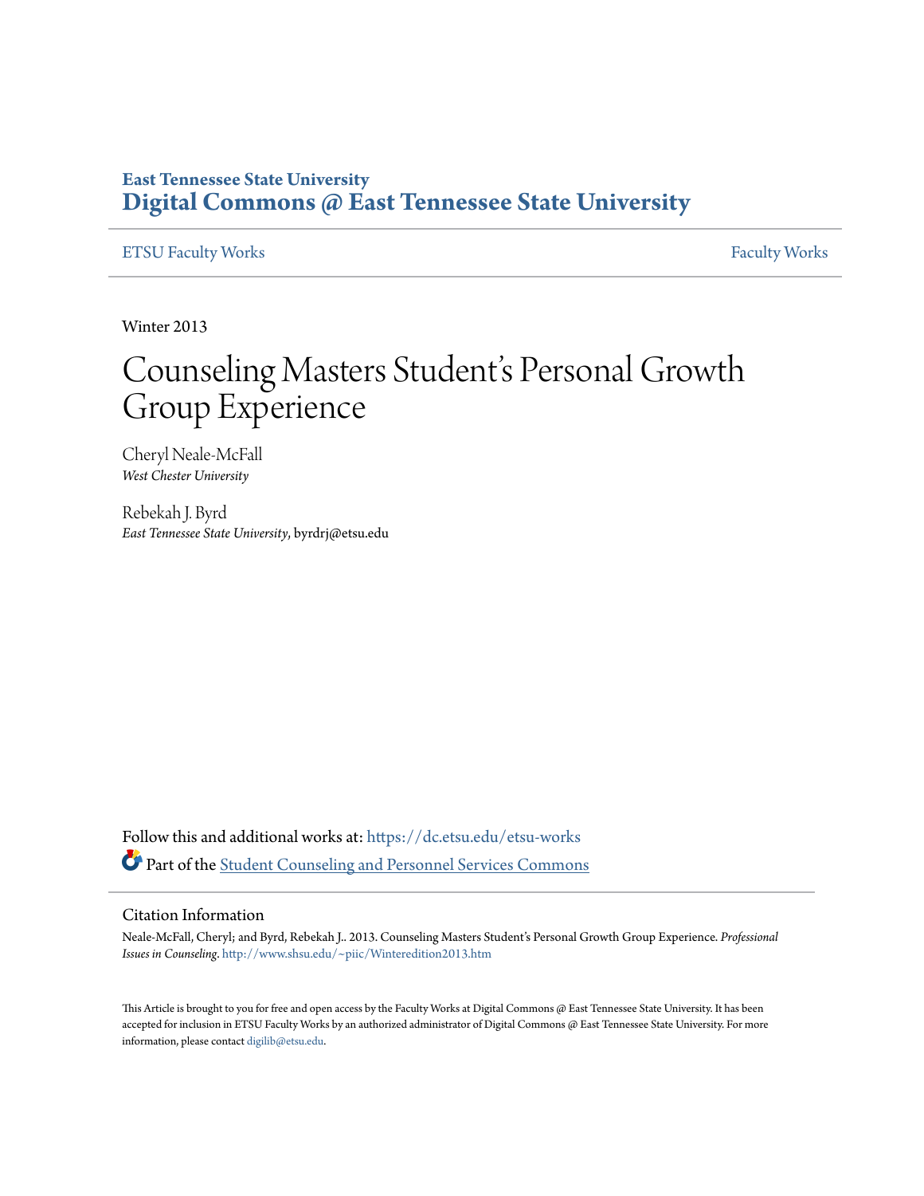East Tennessee State University

**Digital Commons @ East Tennessee State University**

ETSU Faculty Works | Faculty Works

Winter 2013

# Counseling Masters Student's Personal Growth Group Experience

Cheryl Neale-McFall
*West Chester University*

Rebekah J. Byrd
*East Tennessee State University*, byrdrj@etsu.edu

Follow this and additional works at: https://dc.etsu.edu/etsu-works

Part of the Student Counseling and Personnel Services Commons

## Citation Information

Neale-McFall, Cheryl; and Byrd, Rebekah J.. 2013. Counseling Masters Student's Personal Growth Group Experience. *Professional Issues in Counseling*. http://www.shsu.edu/~piic/Winteredition2013.htm

This Article is brought to you for free and open access by the Faculty Works at Digital Commons @ East Tennessee State University. It has been accepted for inclusion in ETSU Faculty Works by an authorized administrator of Digital Commons @ East Tennessee State University. For more information, please contact digilib@etsu.edu.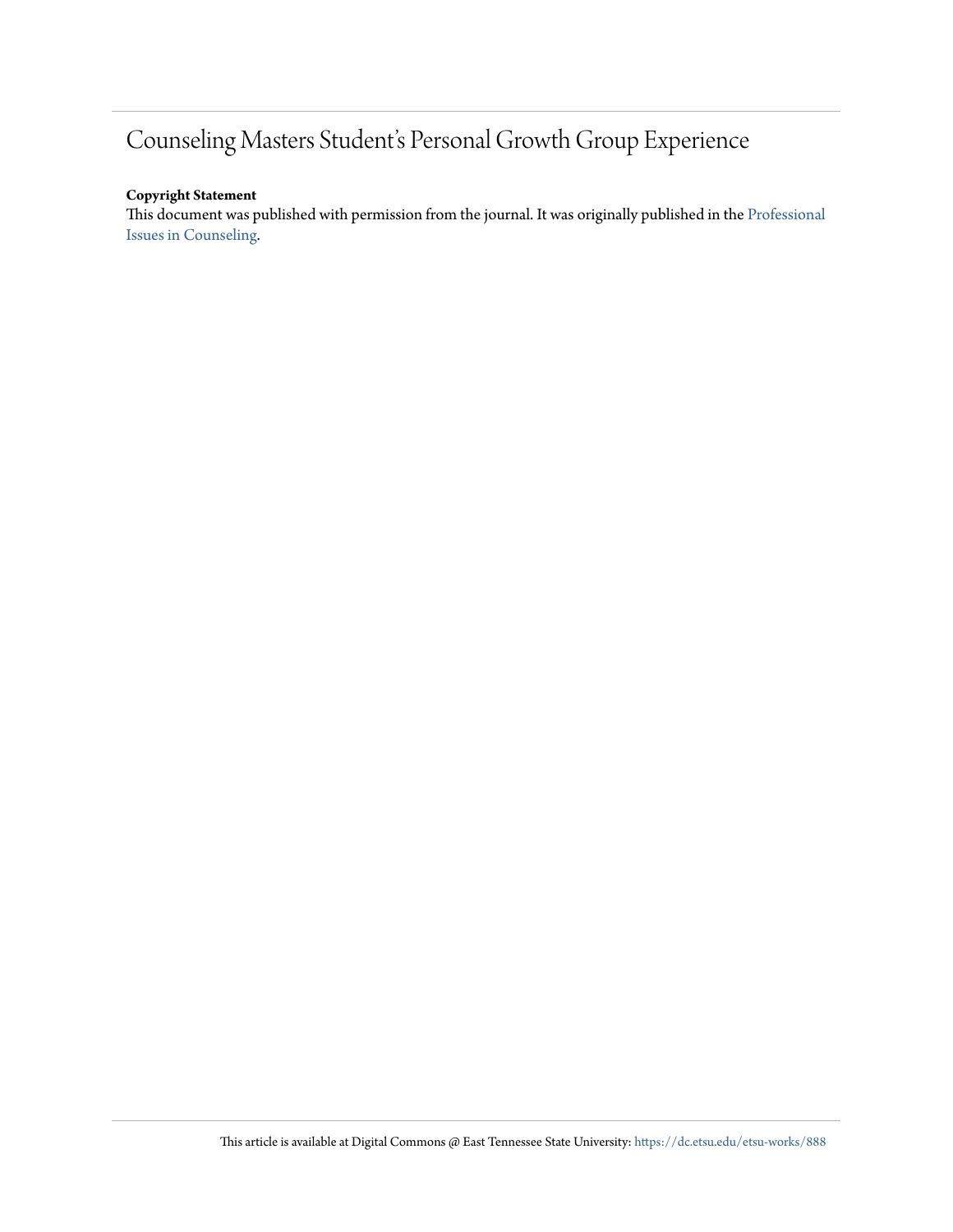# Counseling Masters Student's Personal Growth Group Experience

**Copyright Statement**

This document was published with permission from the journal. It was originally published in the Professional Issues in Counseling.

This article is available at Digital Commons @ East Tennessee State University: https://dc.etsu.edu/etsu-works/888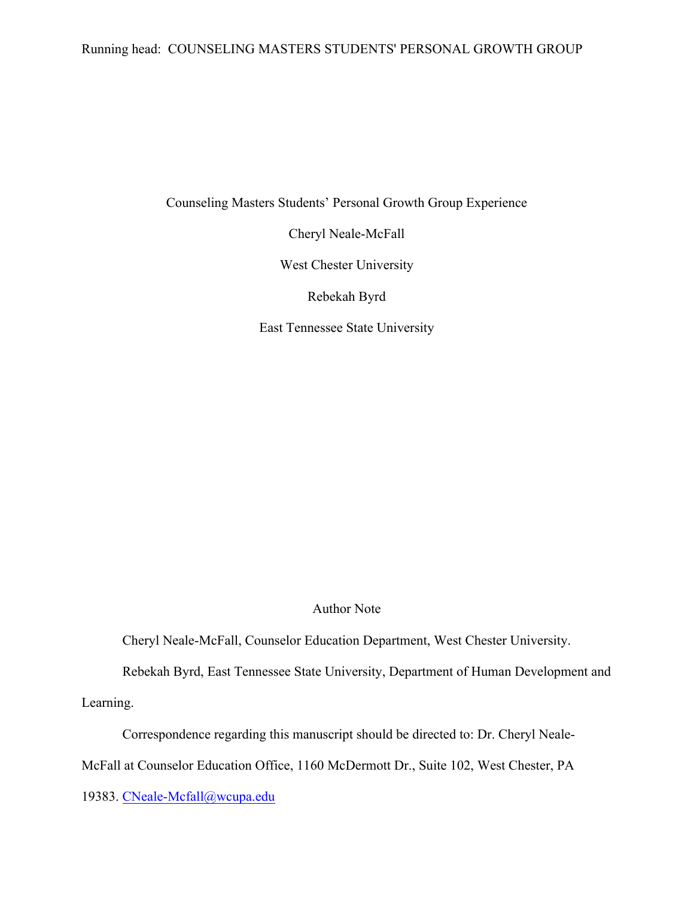# Counseling Masters Students' Personal Growth Group Experience

Cheryl Neale-McFall

West Chester University

Rebekah Byrd

East Tennessee State University

Author Note

Cheryl Neale-McFall, Counselor Education Department, West Chester University.

Rebekah Byrd, East Tennessee State University, Department of Human Development and Learning.

Correspondence regarding this manuscript should be directed to: Dr. Cheryl Neale-McFall at Counselor Education Office, 1160 McDermott Dr., Suite 102, West Chester, PA 19383. CNeale-Mcfall@wcupa.edu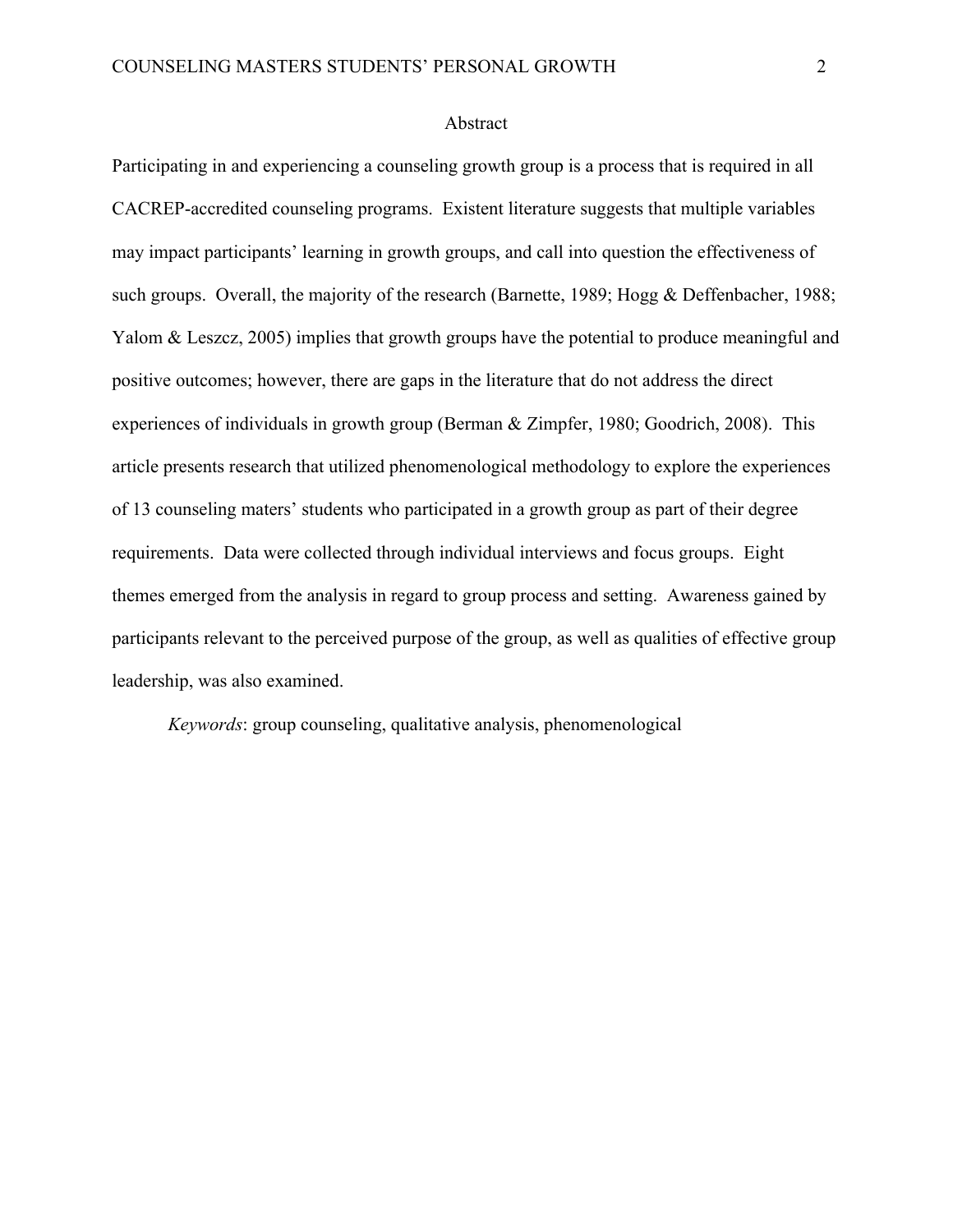# Abstract

Participating in and experiencing a counseling growth group is a process that is required in all CACREP-accredited counseling programs. Existent literature suggests that multiple variables may impact participants' learning in growth groups, and call into question the effectiveness of such groups. Overall, the majority of the research (Barnette, 1989; Hogg & Deffenbacher, 1988; Yalom & Leszcz, 2005) implies that growth groups have the potential to produce meaningful and positive outcomes; however, there are gaps in the literature that do not address the direct experiences of individuals in growth group (Berman & Zimpfer, 1980; Goodrich, 2008). This article presents research that utilized phenomenological methodology to explore the experiences of 13 counseling maters' students who participated in a growth group as part of their degree requirements. Data were collected through individual interviews and focus groups. Eight themes emerged from the analysis in regard to group process and setting. Awareness gained by participants relevant to the perceived purpose of the group, as well as qualities of effective group leadership, was also examined.

*Keywords*: group counseling, qualitative analysis, phenomenological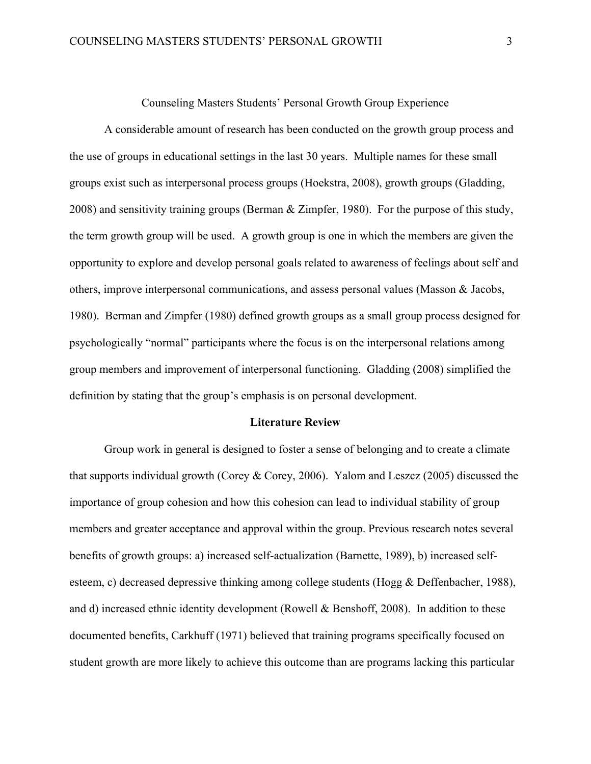# Counseling Masters Students' Personal Growth Group Experience

A considerable amount of research has been conducted on the growth group process and the use of groups in educational settings in the last 30 years. Multiple names for these small groups exist such as interpersonal process groups (Hoekstra, 2008), growth groups (Gladding, 2008) and sensitivity training groups (Berman & Zimpfer, 1980). For the purpose of this study, the term growth group will be used. A growth group is one in which the members are given the opportunity to explore and develop personal goals related to awareness of feelings about self and others, improve interpersonal communications, and assess personal values (Masson & Jacobs, 1980). Berman and Zimpfer (1980) defined growth groups as a small group process designed for psychologically "normal" participants where the focus is on the interpersonal relations among group members and improvement of interpersonal functioning. Gladding (2008) simplified the definition by stating that the group's emphasis is on personal development.

## Literature Review

Group work in general is designed to foster a sense of belonging and to create a climate that supports individual growth (Corey & Corey, 2006). Yalom and Leszcz (2005) discussed the importance of group cohesion and how this cohesion can lead to individual stability of group members and greater acceptance and approval within the group. Previous research notes several benefits of growth groups: a) increased self-actualization (Barnette, 1989), b) increased self-esteem, c) decreased depressive thinking among college students (Hogg & Deffenbacher, 1988), and d) increased ethnic identity development (Rowell & Benshoff, 2008). In addition to these documented benefits, Carkhuff (1971) believed that training programs specifically focused on student growth are more likely to achieve this outcome than are programs lacking this particular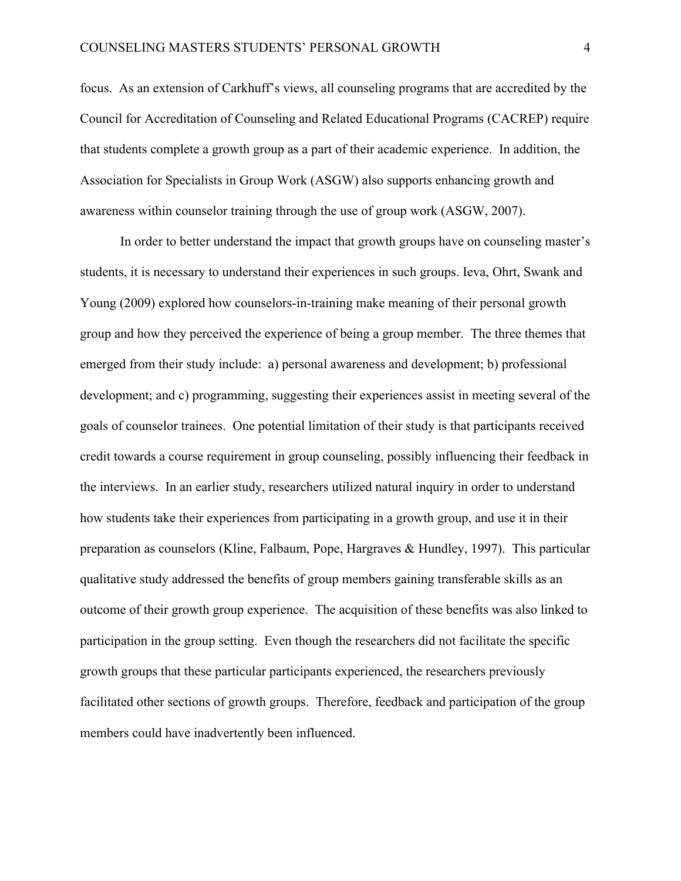focus. As an extension of Carkhuff's views, all counseling programs that are accredited by the Council for Accreditation of Counseling and Related Educational Programs (CACREP) require that students complete a growth group as a part of their academic experience. In addition, the Association for Specialists in Group Work (ASGW) also supports enhancing growth and awareness within counselor training through the use of group work (ASGW, 2007).

In order to better understand the impact that growth groups have on counseling master's students, it is necessary to understand their experiences in such groups. Ieva, Ohrt, Swank and Young (2009) explored how counselors-in-training make meaning of their personal growth group and how they perceived the experience of being a group member. The three themes that emerged from their study include: a) personal awareness and development; b) professional development; and c) programming, suggesting their experiences assist in meeting several of the goals of counselor trainees. One potential limitation of their study is that participants received credit towards a course requirement in group counseling, possibly influencing their feedback in the interviews. In an earlier study, researchers utilized natural inquiry in order to understand how students take their experiences from participating in a growth group, and use it in their preparation as counselors (Kline, Falbaum, Pope, Hargraves & Hundley, 1997). This particular qualitative study addressed the benefits of group members gaining transferable skills as an outcome of their growth group experience. The acquisition of these benefits was also linked to participation in the group setting. Even though the researchers did not facilitate the specific growth groups that these particular participants experienced, the researchers previously facilitated other sections of growth groups. Therefore, feedback and participation of the group members could have inadvertently been influenced.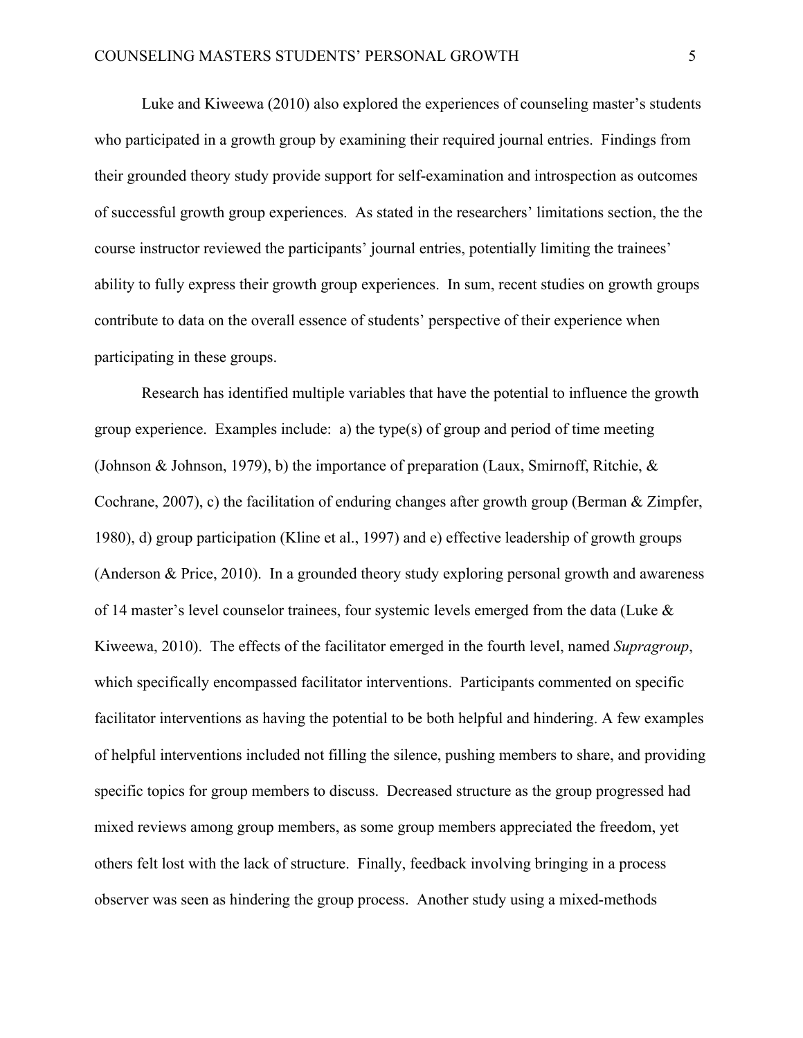Luke and Kiweewa (2010) also explored the experiences of counseling master's students who participated in a growth group by examining their required journal entries. Findings from their grounded theory study provide support for self-examination and introspection as outcomes of successful growth group experiences. As stated in the researchers' limitations section, the the course instructor reviewed the participants' journal entries, potentially limiting the trainees' ability to fully express their growth group experiences. In sum, recent studies on growth groups contribute to data on the overall essence of students' perspective of their experience when participating in these groups.

Research has identified multiple variables that have the potential to influence the growth group experience. Examples include: a) the type(s) of group and period of time meeting (Johnson & Johnson, 1979), b) the importance of preparation (Laux, Smirnoff, Ritchie, & Cochrane, 2007), c) the facilitation of enduring changes after growth group (Berman & Zimpfer, 1980), d) group participation (Kline et al., 1997) and e) effective leadership of growth groups (Anderson & Price, 2010). In a grounded theory study exploring personal growth and awareness of 14 master's level counselor trainees, four systemic levels emerged from the data (Luke & Kiweewa, 2010). The effects of the facilitator emerged in the fourth level, named *Supragroup*, which specifically encompassed facilitator interventions. Participants commented on specific facilitator interventions as having the potential to be both helpful and hindering. A few examples of helpful interventions included not filling the silence, pushing members to share, and providing specific topics for group members to discuss. Decreased structure as the group progressed had mixed reviews among group members, as some group members appreciated the freedom, yet others felt lost with the lack of structure. Finally, feedback involving bringing in a process observer was seen as hindering the group process. Another study using a mixed-methods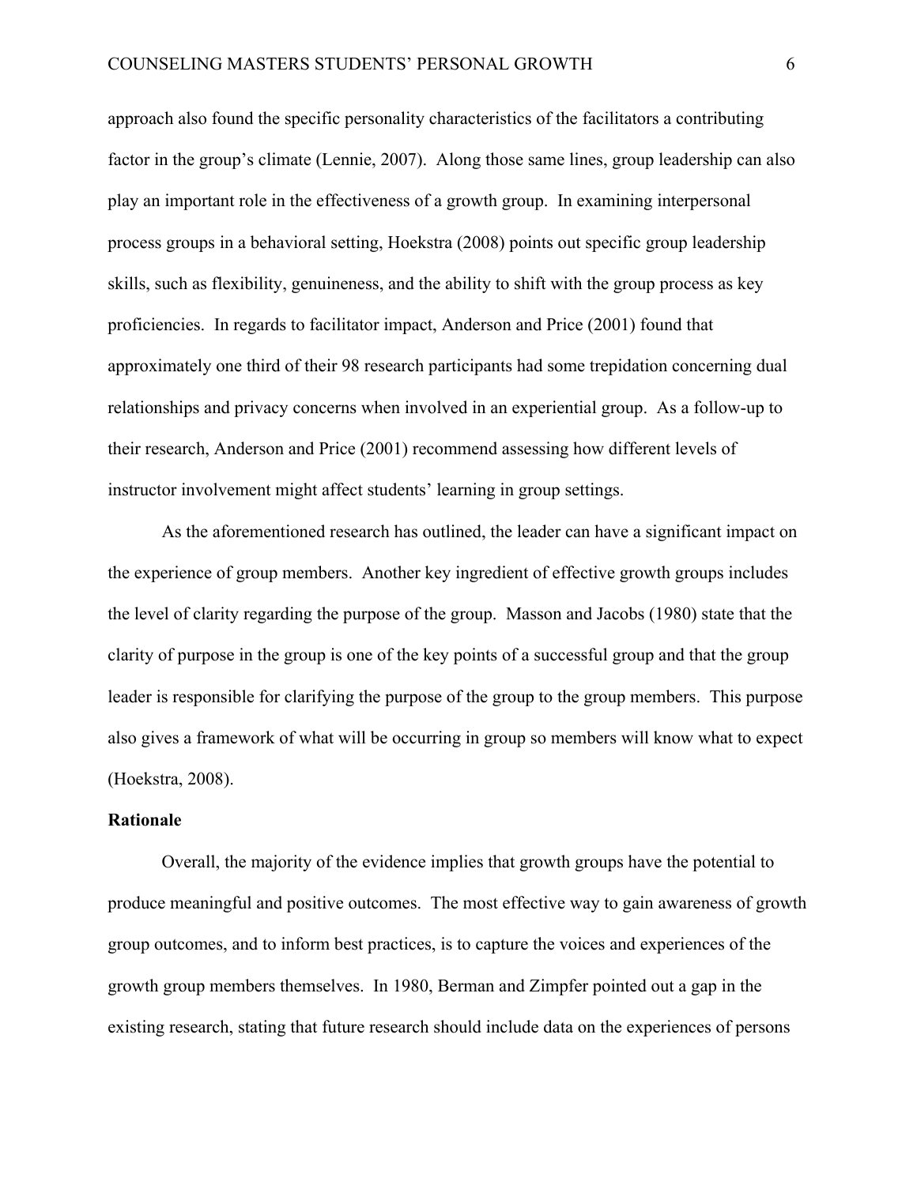approach also found the specific personality characteristics of the facilitators a contributing factor in the group's climate (Lennie, 2007). Along those same lines, group leadership can also play an important role in the effectiveness of a growth group. In examining interpersonal process groups in a behavioral setting, Hoekstra (2008) points out specific group leadership skills, such as flexibility, genuineness, and the ability to shift with the group process as key proficiencies. In regards to facilitator impact, Anderson and Price (2001) found that approximately one third of their 98 research participants had some trepidation concerning dual relationships and privacy concerns when involved in an experiential group. As a follow-up to their research, Anderson and Price (2001) recommend assessing how different levels of instructor involvement might affect students' learning in group settings.

As the aforementioned research has outlined, the leader can have a significant impact on the experience of group members. Another key ingredient of effective growth groups includes the level of clarity regarding the purpose of the group. Masson and Jacobs (1980) state that the clarity of purpose in the group is one of the key points of a successful group and that the group leader is responsible for clarifying the purpose of the group to the group members. This purpose also gives a framework of what will be occurring in group so members will know what to expect (Hoekstra, 2008).

**Rationale**

Overall, the majority of the evidence implies that growth groups have the potential to produce meaningful and positive outcomes. The most effective way to gain awareness of growth group outcomes, and to inform best practices, is to capture the voices and experiences of the growth group members themselves. In 1980, Berman and Zimpfer pointed out a gap in the existing research, stating that future research should include data on the experiences of persons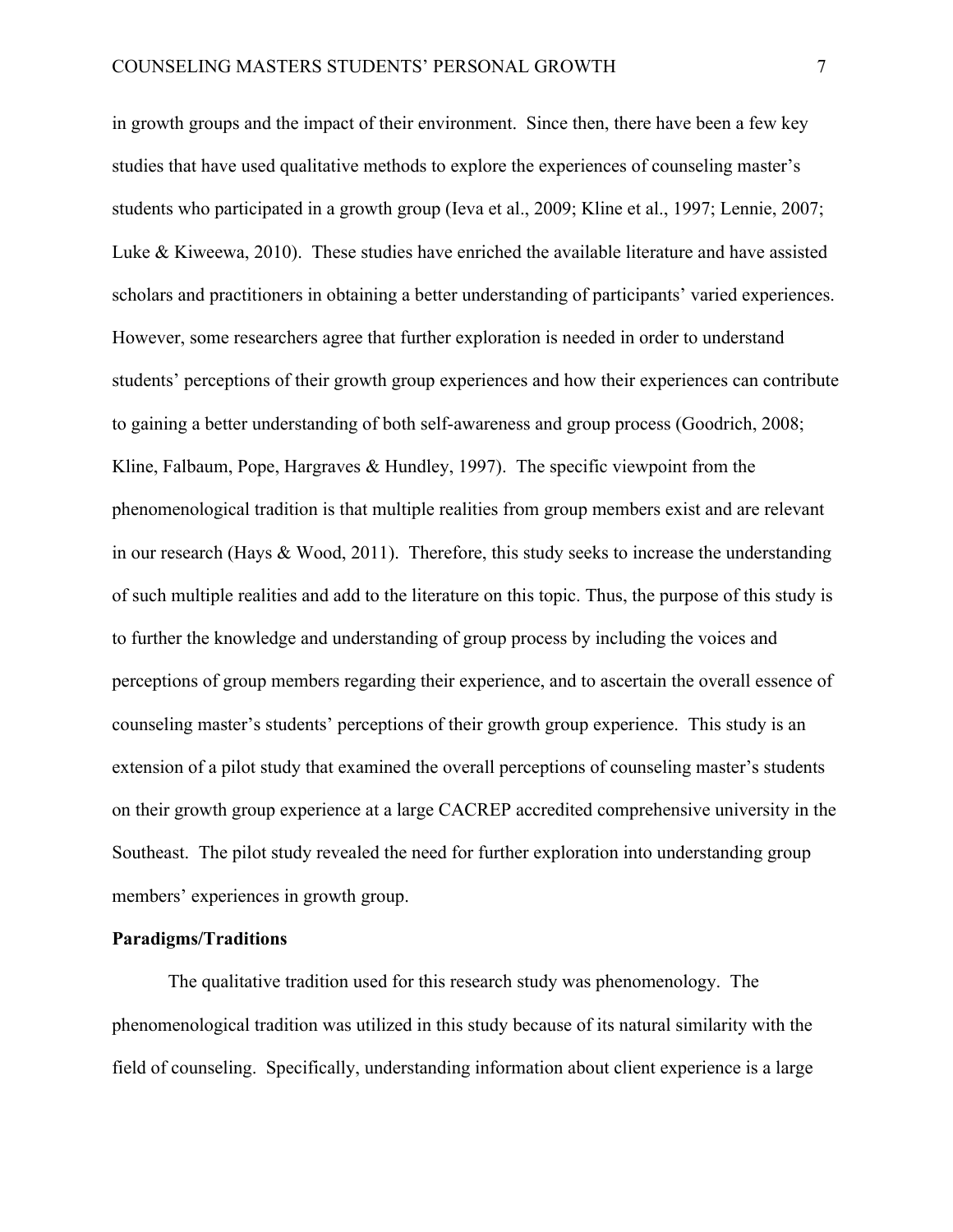in growth groups and the impact of their environment. Since then, there have been a few key studies that have used qualitative methods to explore the experiences of counseling master's students who participated in a growth group (Ieva et al., 2009; Kline et al., 1997; Lennie, 2007; Luke & Kiweewa, 2010). These studies have enriched the available literature and have assisted scholars and practitioners in obtaining a better understanding of participants' varied experiences. However, some researchers agree that further exploration is needed in order to understand students' perceptions of their growth group experiences and how their experiences can contribute to gaining a better understanding of both self-awareness and group process (Goodrich, 2008; Kline, Falbaum, Pope, Hargraves & Hundley, 1997). The specific viewpoint from the phenomenological tradition is that multiple realities from group members exist and are relevant in our research (Hays & Wood, 2011). Therefore, this study seeks to increase the understanding of such multiple realities and add to the literature on this topic. Thus, the purpose of this study is to further the knowledge and understanding of group process by including the voices and perceptions of group members regarding their experience, and to ascertain the overall essence of counseling master's students' perceptions of their growth group experience. This study is an extension of a pilot study that examined the overall perceptions of counseling master's students on their growth group experience at a large CACREP accredited comprehensive university in the Southeast. The pilot study revealed the need for further exploration into understanding group members' experiences in growth group.

**Paradigms/Traditions**

The qualitative tradition used for this research study was phenomenology. The phenomenological tradition was utilized in this study because of its natural similarity with the field of counseling. Specifically, understanding information about client experience is a large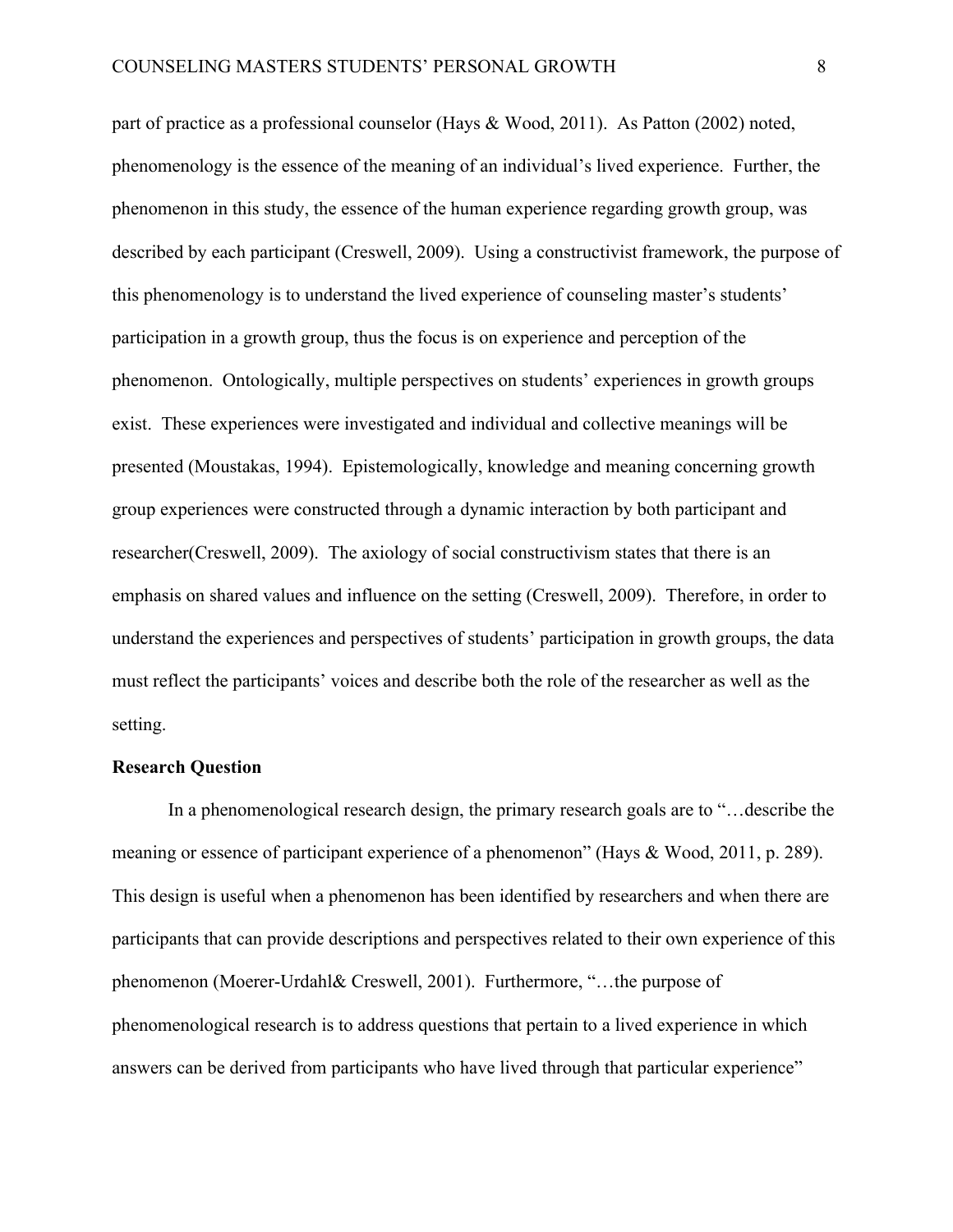part of practice as a professional counselor (Hays & Wood, 2011). As Patton (2002) noted, phenomenology is the essence of the meaning of an individual's lived experience. Further, the phenomenon in this study, the essence of the human experience regarding growth group, was described by each participant (Creswell, 2009). Using a constructivist framework, the purpose of this phenomenology is to understand the lived experience of counseling master's students' participation in a growth group, thus the focus is on experience and perception of the phenomenon. Ontologically, multiple perspectives on students' experiences in growth groups exist. These experiences were investigated and individual and collective meanings will be presented (Moustakas, 1994). Epistemologically, knowledge and meaning concerning growth group experiences were constructed through a dynamic interaction by both participant and researcher(Creswell, 2009). The axiology of social constructivism states that there is an emphasis on shared values and influence on the setting (Creswell, 2009). Therefore, in order to understand the experiences and perspectives of students' participation in growth groups, the data must reflect the participants' voices and describe both the role of the researcher as well as the setting.

**Research Question**

In a phenomenological research design, the primary research goals are to "…describe the meaning or essence of participant experience of a phenomenon" (Hays & Wood, 2011, p. 289). This design is useful when a phenomenon has been identified by researchers and when there are participants that can provide descriptions and perspectives related to their own experience of this phenomenon (Moerer-Urdahl& Creswell, 2001). Furthermore, "…the purpose of phenomenological research is to address questions that pertain to a lived experience in which answers can be derived from participants who have lived through that particular experience"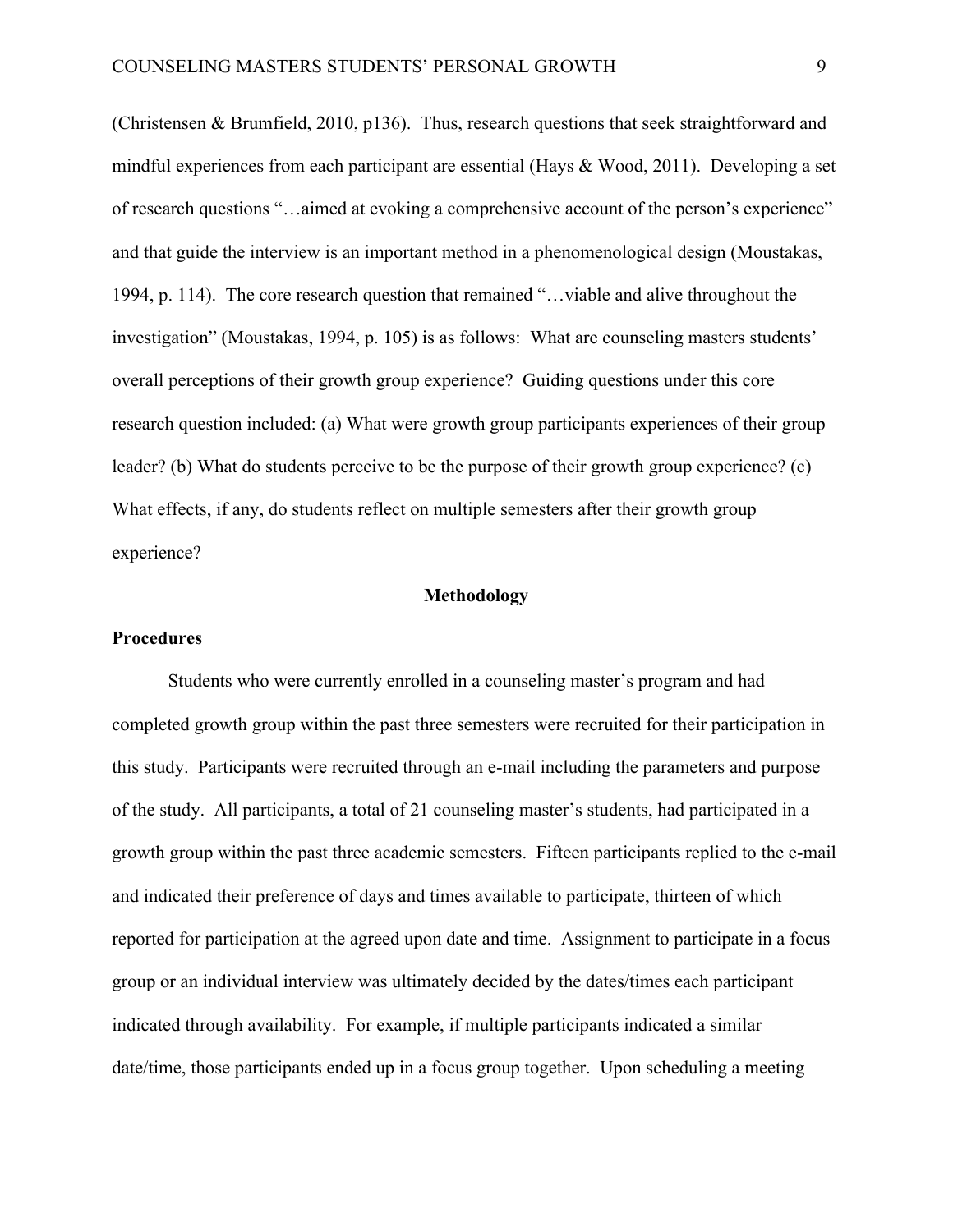(Christensen & Brumfield, 2010, p136). Thus, research questions that seek straightforward and mindful experiences from each participant are essential (Hays & Wood, 2011). Developing a set of research questions "…aimed at evoking a comprehensive account of the person's experience" and that guide the interview is an important method in a phenomenological design (Moustakas, 1994, p. 114). The core research question that remained "…viable and alive throughout the investigation" (Moustakas, 1994, p. 105) is as follows: What are counseling masters students' overall perceptions of their growth group experience? Guiding questions under this core research question included: (a) What were growth group participants experiences of their group leader? (b) What do students perceive to be the purpose of their growth group experience? (c) What effects, if any, do students reflect on multiple semesters after their growth group experience?

## Methodology

### Procedures

Students who were currently enrolled in a counseling master's program and had completed growth group within the past three semesters were recruited for their participation in this study. Participants were recruited through an e-mail including the parameters and purpose of the study. All participants, a total of 21 counseling master's students, had participated in a growth group within the past three academic semesters. Fifteen participants replied to the e-mail and indicated their preference of days and times available to participate, thirteen of which reported for participation at the agreed upon date and time. Assignment to participate in a focus group or an individual interview was ultimately decided by the dates/times each participant indicated through availability. For example, if multiple participants indicated a similar date/time, those participants ended up in a focus group together. Upon scheduling a meeting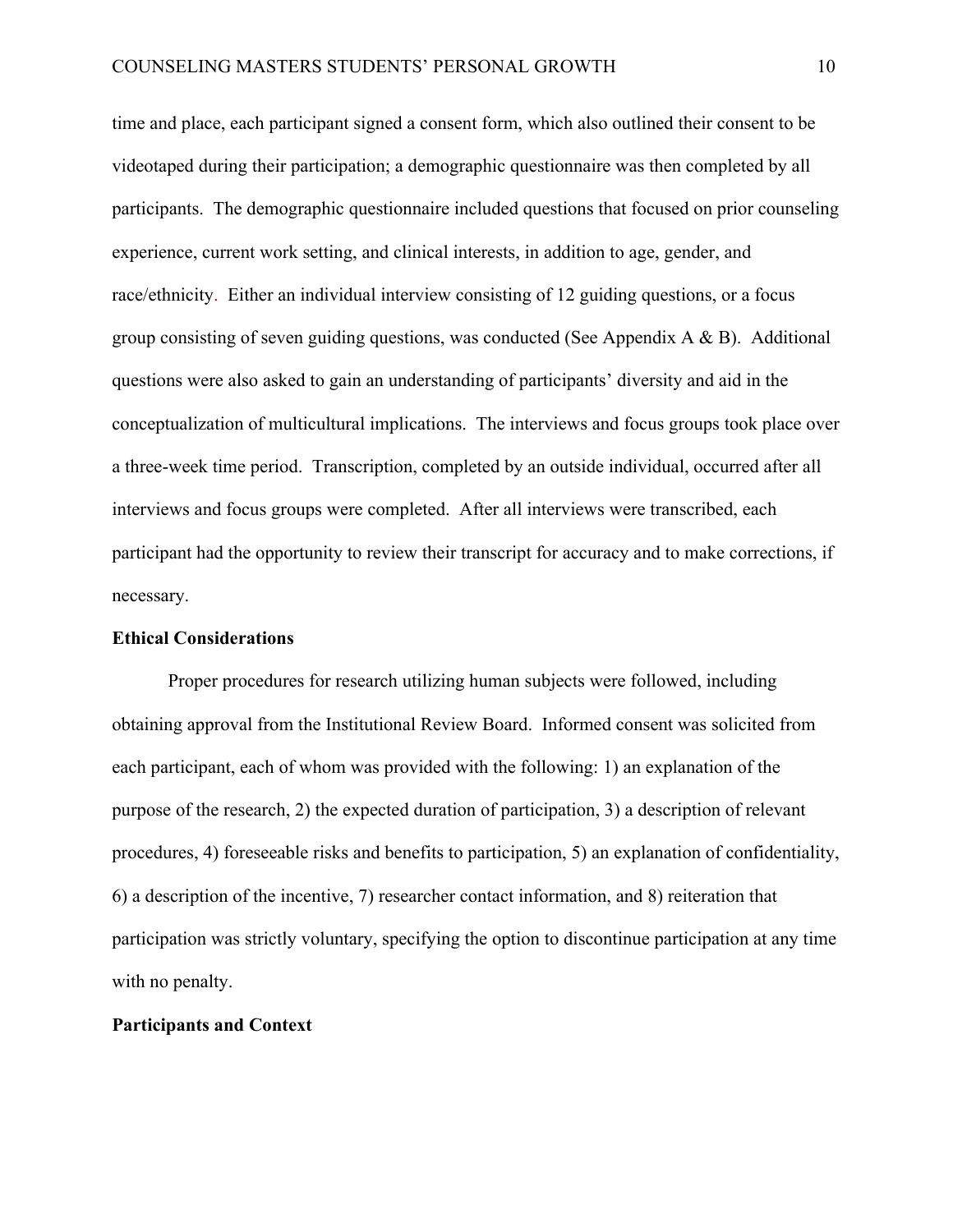time and place, each participant signed a consent form, which also outlined their consent to be videotaped during their participation; a demographic questionnaire was then completed by all participants. The demographic questionnaire included questions that focused on prior counseling experience, current work setting, and clinical interests, in addition to age, gender, and race/ethnicity. Either an individual interview consisting of 12 guiding questions, or a focus group consisting of seven guiding questions, was conducted (See Appendix A & B). Additional questions were also asked to gain an understanding of participants' diversity and aid in the conceptualization of multicultural implications. The interviews and focus groups took place over a three-week time period. Transcription, completed by an outside individual, occurred after all interviews and focus groups were completed. After all interviews were transcribed, each participant had the opportunity to review their transcript for accuracy and to make corrections, if necessary.

## Ethical Considerations

Proper procedures for research utilizing human subjects were followed, including obtaining approval from the Institutional Review Board. Informed consent was solicited from each participant, each of whom was provided with the following: 1) an explanation of the purpose of the research, 2) the expected duration of participation, 3) a description of relevant procedures, 4) foreseeable risks and benefits to participation, 5) an explanation of confidentiality, 6) a description of the incentive, 7) researcher contact information, and 8) reiteration that participation was strictly voluntary, specifying the option to discontinue participation at any time with no penalty.

## Participants and Context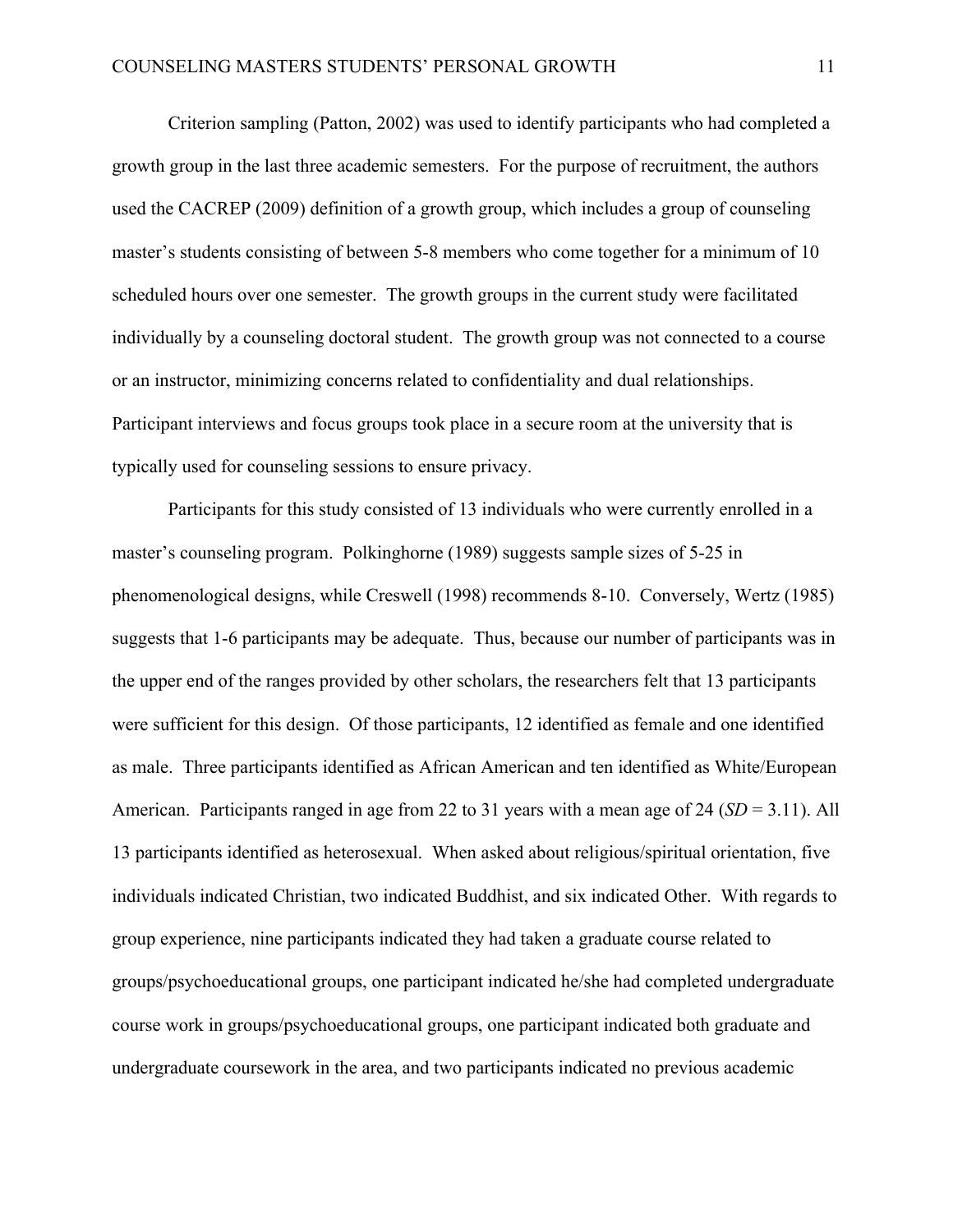Criterion sampling (Patton, 2002) was used to identify participants who had completed a growth group in the last three academic semesters. For the purpose of recruitment, the authors used the CACREP (2009) definition of a growth group, which includes a group of counseling master's students consisting of between 5-8 members who come together for a minimum of 10 scheduled hours over one semester. The growth groups in the current study were facilitated individually by a counseling doctoral student. The growth group was not connected to a course or an instructor, minimizing concerns related to confidentiality and dual relationships. Participant interviews and focus groups took place in a secure room at the university that is typically used for counseling sessions to ensure privacy.

Participants for this study consisted of 13 individuals who were currently enrolled in a master's counseling program. Polkinghorne (1989) suggests sample sizes of 5-25 in phenomenological designs, while Creswell (1998) recommends 8-10. Conversely, Wertz (1985) suggests that 1-6 participants may be adequate. Thus, because our number of participants was in the upper end of the ranges provided by other scholars, the researchers felt that 13 participants were sufficient for this design. Of those participants, 12 identified as female and one identified as male. Three participants identified as African American and ten identified as White/European American. Participants ranged in age from 22 to 31 years with a mean age of 24 ($SD = 3.11$). All 13 participants identified as heterosexual. When asked about religious/spiritual orientation, five individuals indicated Christian, two indicated Buddhist, and six indicated Other. With regards to group experience, nine participants indicated they had taken a graduate course related to groups/psychoeducational groups, one participant indicated he/she had completed undergraduate course work in groups/psychoeducational groups, one participant indicated both graduate and undergraduate coursework in the area, and two participants indicated no previous academic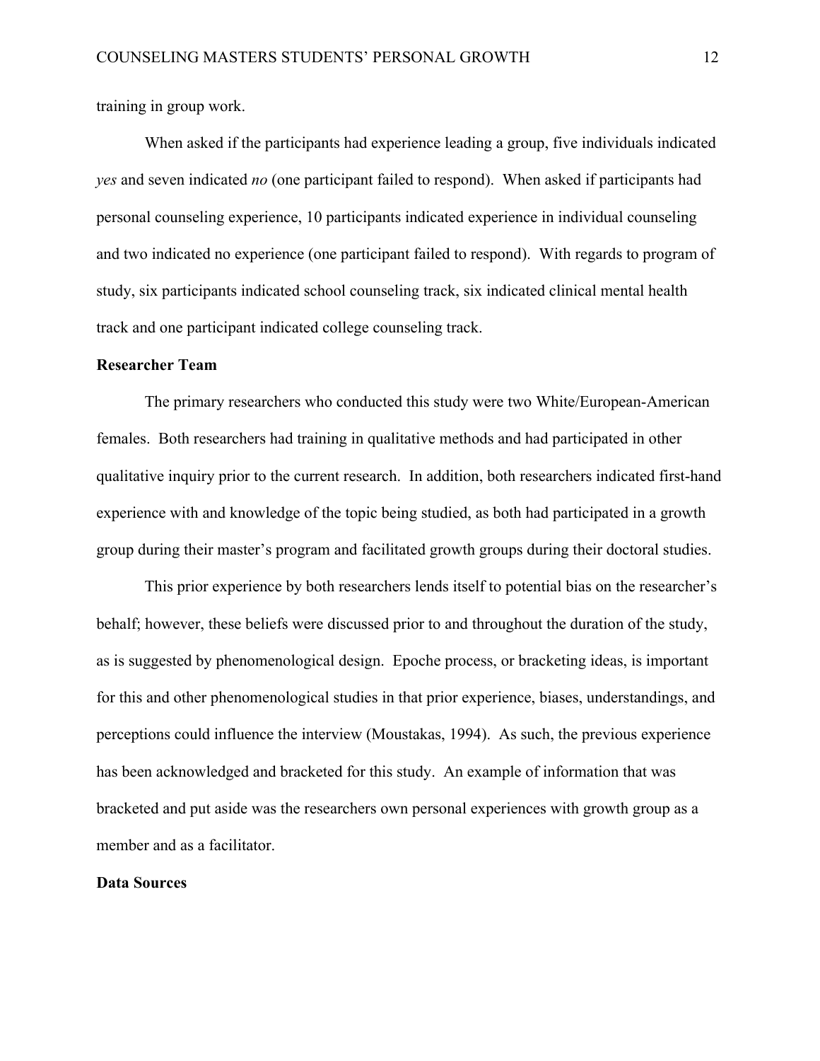training in group work.

When asked if the participants had experience leading a group, five individuals indicated *yes* and seven indicated *no* (one participant failed to respond). When asked if participants had personal counseling experience, 10 participants indicated experience in individual counseling and two indicated no experience (one participant failed to respond). With regards to program of study, six participants indicated school counseling track, six indicated clinical mental health track and one participant indicated college counseling track.

**Researcher Team**

The primary researchers who conducted this study were two White/European-American females. Both researchers had training in qualitative methods and had participated in other qualitative inquiry prior to the current research. In addition, both researchers indicated first-hand experience with and knowledge of the topic being studied, as both had participated in a growth group during their master's program and facilitated growth groups during their doctoral studies.

This prior experience by both researchers lends itself to potential bias on the researcher's behalf; however, these beliefs were discussed prior to and throughout the duration of the study, as is suggested by phenomenological design. Epoche process, or bracketing ideas, is important for this and other phenomenological studies in that prior experience, biases, understandings, and perceptions could influence the interview (Moustakas, 1994). As such, the previous experience has been acknowledged and bracketed for this study. An example of information that was bracketed and put aside was the researchers own personal experiences with growth group as a member and as a facilitator.

**Data Sources**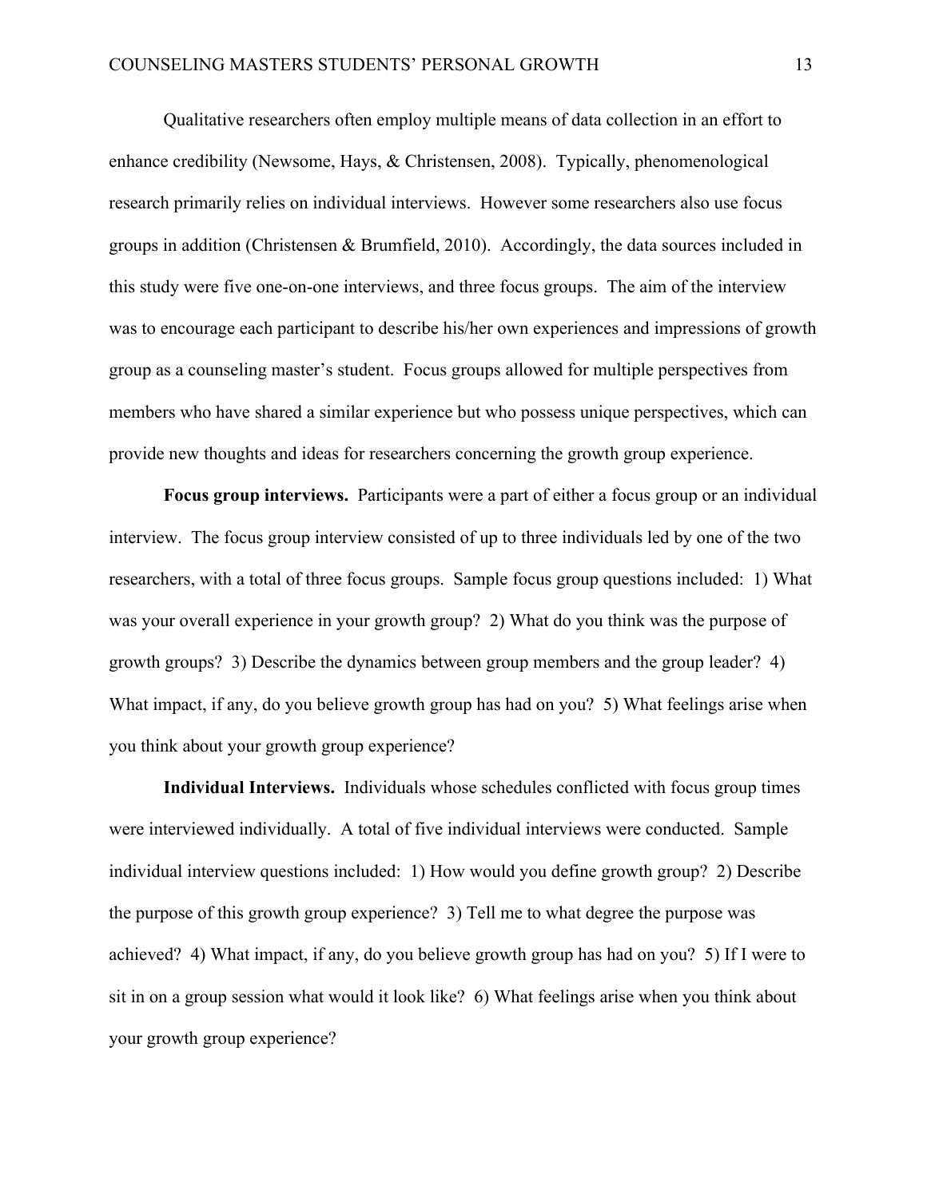Qualitative researchers often employ multiple means of data collection in an effort to enhance credibility (Newsome, Hays, & Christensen, 2008). Typically, phenomenological research primarily relies on individual interviews. However some researchers also use focus groups in addition (Christensen & Brumfield, 2010). Accordingly, the data sources included in this study were five one-on-one interviews, and three focus groups. The aim of the interview was to encourage each participant to describe his/her own experiences and impressions of growth group as a counseling master's student. Focus groups allowed for multiple perspectives from members who have shared a similar experience but who possess unique perspectives, which can provide new thoughts and ideas for researchers concerning the growth group experience.

**Focus group interviews.** Participants were a part of either a focus group or an individual interview. The focus group interview consisted of up to three individuals led by one of the two researchers, with a total of three focus groups. Sample focus group questions included: 1) What was your overall experience in your growth group? 2) What do you think was the purpose of growth groups? 3) Describe the dynamics between group members and the group leader? 4) What impact, if any, do you believe growth group has had on you? 5) What feelings arise when you think about your growth group experience?

**Individual Interviews.** Individuals whose schedules conflicted with focus group times were interviewed individually. A total of five individual interviews were conducted. Sample individual interview questions included: 1) How would you define growth group? 2) Describe the purpose of this growth group experience? 3) Tell me to what degree the purpose was achieved? 4) What impact, if any, do you believe growth group has had on you? 5) If I were to sit in on a group session what would it look like? 6) What feelings arise when you think about your growth group experience?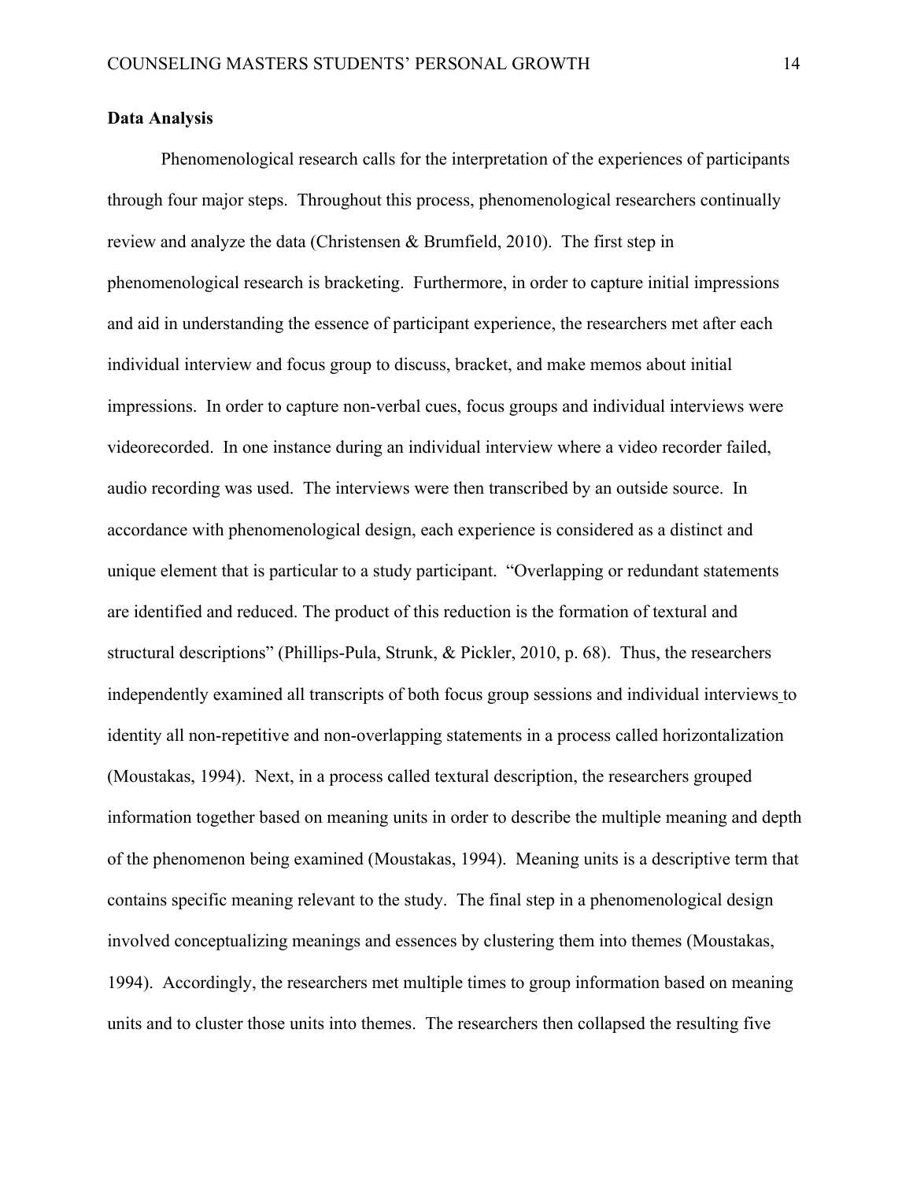**Data Analysis**

Phenomenological research calls for the interpretation of the experiences of participants through four major steps. Throughout this process, phenomenological researchers continually review and analyze the data (Christensen & Brumfield, 2010). The first step in phenomenological research is bracketing. Furthermore, in order to capture initial impressions and aid in understanding the essence of participant experience, the researchers met after each individual interview and focus group to discuss, bracket, and make memos about initial impressions. In order to capture non-verbal cues, focus groups and individual interviews were videorecorded. In one instance during an individual interview where a video recorder failed, audio recording was used. The interviews were then transcribed by an outside source. In accordance with phenomenological design, each experience is considered as a distinct and unique element that is particular to a study participant. "Overlapping or redundant statements are identified and reduced. The product of this reduction is the formation of textural and structural descriptions" (Phillips-Pula, Strunk, & Pickler, 2010, p. 68). Thus, the researchers independently examined all transcripts of both focus group sessions and individual interviews to identity all non-repetitive and non-overlapping statements in a process called horizontalization (Moustakas, 1994). Next, in a process called textural description, the researchers grouped information together based on meaning units in order to describe the multiple meaning and depth of the phenomenon being examined (Moustakas, 1994). Meaning units is a descriptive term that contains specific meaning relevant to the study. The final step in a phenomenological design involved conceptualizing meanings and essences by clustering them into themes (Moustakas, 1994). Accordingly, the researchers met multiple times to group information based on meaning units and to cluster those units into themes. The researchers then collapsed the resulting five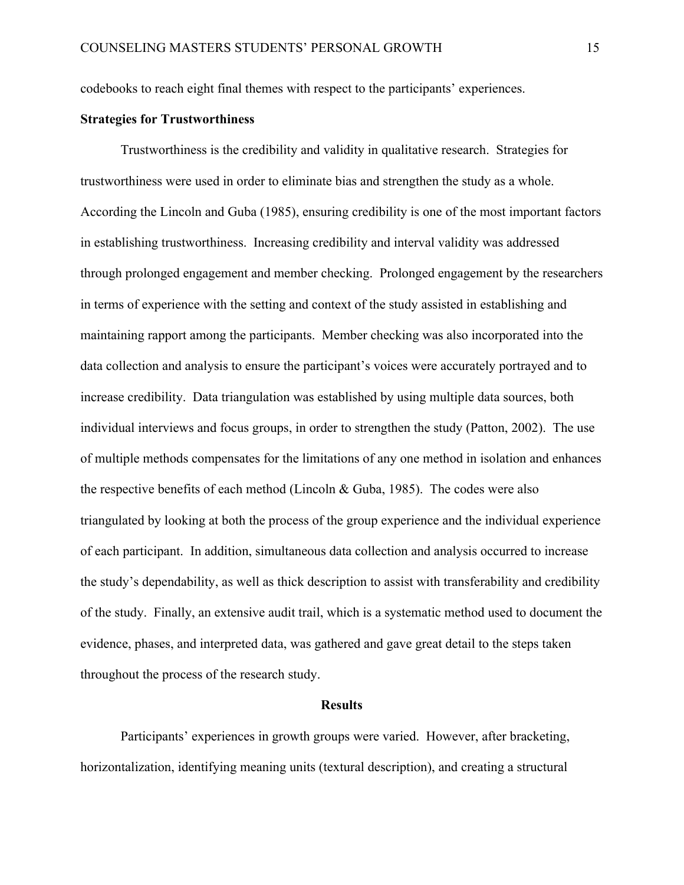codebooks to reach eight final themes with respect to the participants' experiences.

**Strategies for Trustworthiness**

Trustworthiness is the credibility and validity in qualitative research. Strategies for trustworthiness were used in order to eliminate bias and strengthen the study as a whole. According the Lincoln and Guba (1985), ensuring credibility is one of the most important factors in establishing trustworthiness. Increasing credibility and interval validity was addressed through prolonged engagement and member checking. Prolonged engagement by the researchers in terms of experience with the setting and context of the study assisted in establishing and maintaining rapport among the participants. Member checking was also incorporated into the data collection and analysis to ensure the participant's voices were accurately portrayed and to increase credibility. Data triangulation was established by using multiple data sources, both individual interviews and focus groups, in order to strengthen the study (Patton, 2002). The use of multiple methods compensates for the limitations of any one method in isolation and enhances the respective benefits of each method (Lincoln & Guba, 1985). The codes were also triangulated by looking at both the process of the group experience and the individual experience of each participant. In addition, simultaneous data collection and analysis occurred to increase the study's dependability, as well as thick description to assist with transferability and credibility of the study. Finally, an extensive audit trail, which is a systematic method used to document the evidence, phases, and interpreted data, was gathered and gave great detail to the steps taken throughout the process of the research study.

## Results

Participants' experiences in growth groups were varied. However, after bracketing, horizontalization, identifying meaning units (textural description), and creating a structural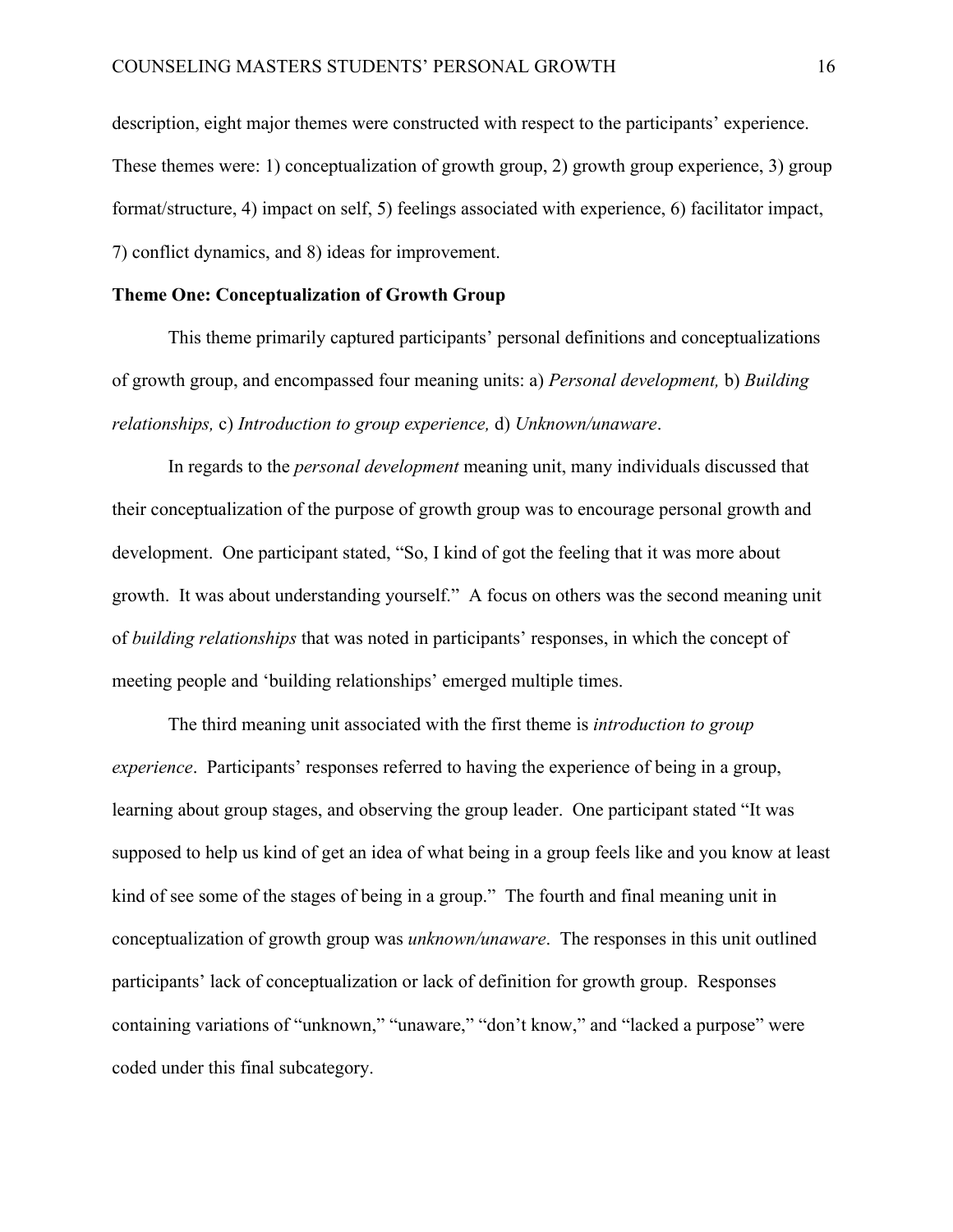description, eight major themes were constructed with respect to the participants' experience. These themes were: 1) conceptualization of growth group, 2) growth group experience, 3) group format/structure, 4) impact on self, 5) feelings associated with experience, 6) facilitator impact, 7) conflict dynamics, and 8) ideas for improvement.

**Theme One: Conceptualization of Growth Group**

This theme primarily captured participants' personal definitions and conceptualizations of growth group, and encompassed four meaning units: a) *Personal development,* b) *Building relationships,* c) *Introduction to group experience,* d) *Unknown/unaware*.

In regards to the *personal development* meaning unit, many individuals discussed that their conceptualization of the purpose of growth group was to encourage personal growth and development. One participant stated, "So, I kind of got the feeling that it was more about growth. It was about understanding yourself." A focus on others was the second meaning unit of *building relationships* that was noted in participants' responses, in which the concept of meeting people and 'building relationships' emerged multiple times.

The third meaning unit associated with the first theme is *introduction to group experience*. Participants' responses referred to having the experience of being in a group, learning about group stages, and observing the group leader. One participant stated "It was supposed to help us kind of get an idea of what being in a group feels like and you know at least kind of see some of the stages of being in a group." The fourth and final meaning unit in conceptualization of growth group was *unknown/unaware*. The responses in this unit outlined participants' lack of conceptualization or lack of definition for growth group. Responses containing variations of "unknown," "unaware," "don't know," and "lacked a purpose" were coded under this final subcategory.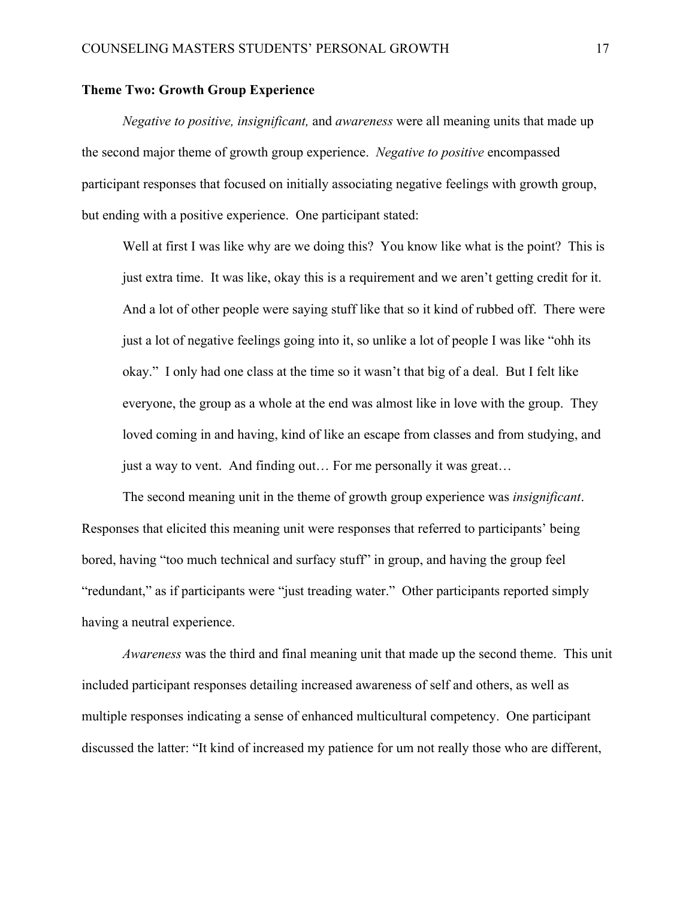**Theme Two: Growth Group Experience**

*Negative to positive, insignificant,* and *awareness* were all meaning units that made up the second major theme of growth group experience. *Negative to positive* encompassed participant responses that focused on initially associating negative feelings with growth group, but ending with a positive experience. One participant stated:

> Well at first I was like why are we doing this? You know like what is the point? This is just extra time. It was like, okay this is a requirement and we aren't getting credit for it. And a lot of other people were saying stuff like that so it kind of rubbed off. There were just a lot of negative feelings going into it, so unlike a lot of people I was like "ohh its okay." I only had one class at the time so it wasn't that big of a deal. But I felt like everyone, the group as a whole at the end was almost like in love with the group. They loved coming in and having, kind of like an escape from classes and from studying, and just a way to vent. And finding out… For me personally it was great…

The second meaning unit in the theme of growth group experience was *insignificant*. Responses that elicited this meaning unit were responses that referred to participants' being bored, having "too much technical and surfacy stuff" in group, and having the group feel "redundant," as if participants were "just treading water." Other participants reported simply having a neutral experience.

*Awareness* was the third and final meaning unit that made up the second theme. This unit included participant responses detailing increased awareness of self and others, as well as multiple responses indicating a sense of enhanced multicultural competency. One participant discussed the latter: "It kind of increased my patience for um not really those who are different,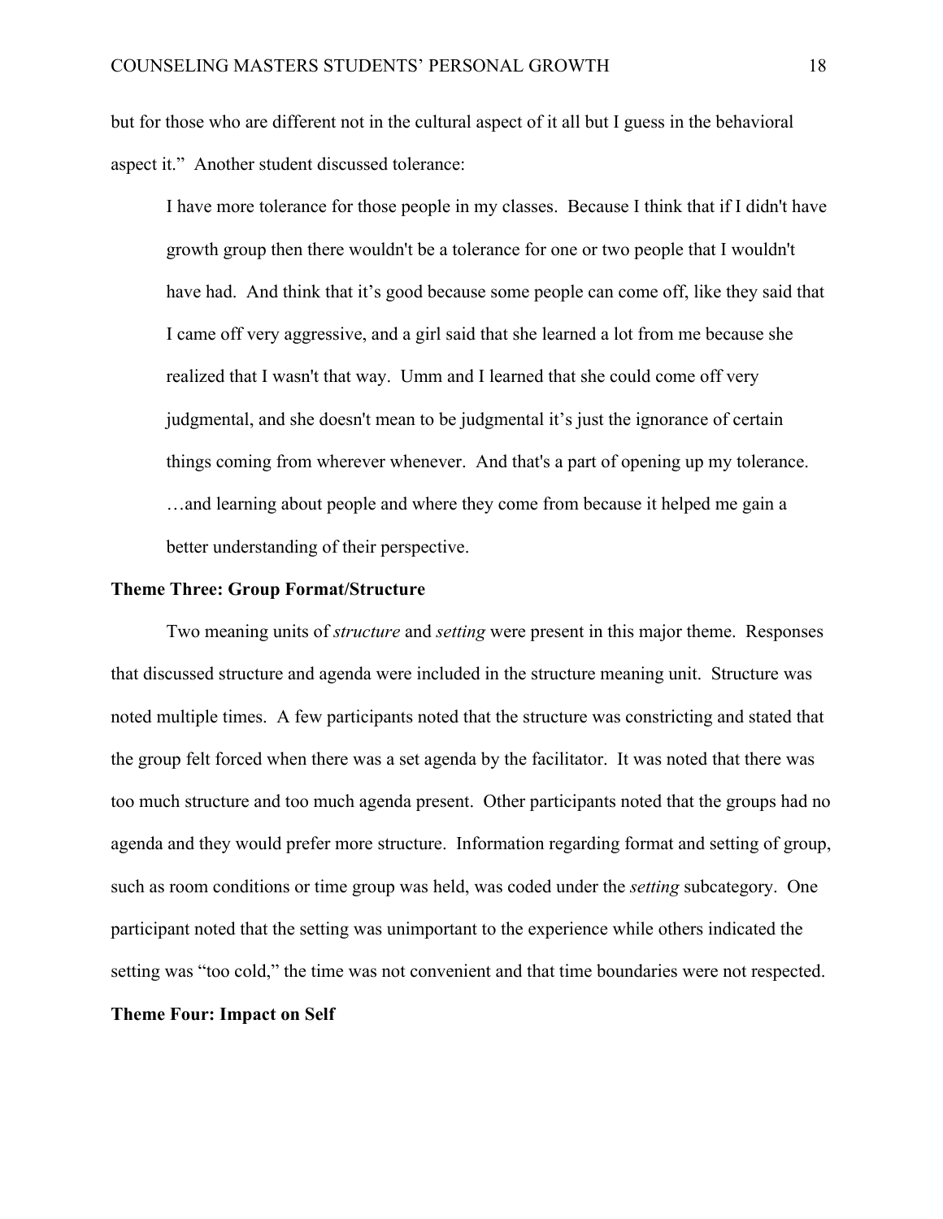but for those who are different not in the cultural aspect of it all but I guess in the behavioral aspect it." Another student discussed tolerance:

> I have more tolerance for those people in my classes. Because I think that if I didn't have growth group then there wouldn't be a tolerance for one or two people that I wouldn't have had. And think that it's good because some people can come off, like they said that I came off very aggressive, and a girl said that she learned a lot from me because she realized that I wasn't that way. Umm and I learned that she could come off very judgmental, and she doesn't mean to be judgmental it's just the ignorance of certain things coming from wherever whenever. And that's a part of opening up my tolerance. …and learning about people and where they come from because it helped me gain a better understanding of their perspective.

**Theme Three: Group Format/Structure**

Two meaning units of *structure* and *setting* were present in this major theme. Responses that discussed structure and agenda were included in the structure meaning unit. Structure was noted multiple times. A few participants noted that the structure was constricting and stated that the group felt forced when there was a set agenda by the facilitator. It was noted that there was too much structure and too much agenda present. Other participants noted that the groups had no agenda and they would prefer more structure. Information regarding format and setting of group, such as room conditions or time group was held, was coded under the *setting* subcategory. One participant noted that the setting was unimportant to the experience while others indicated the setting was "too cold," the time was not convenient and that time boundaries were not respected.

**Theme Four: Impact on Self**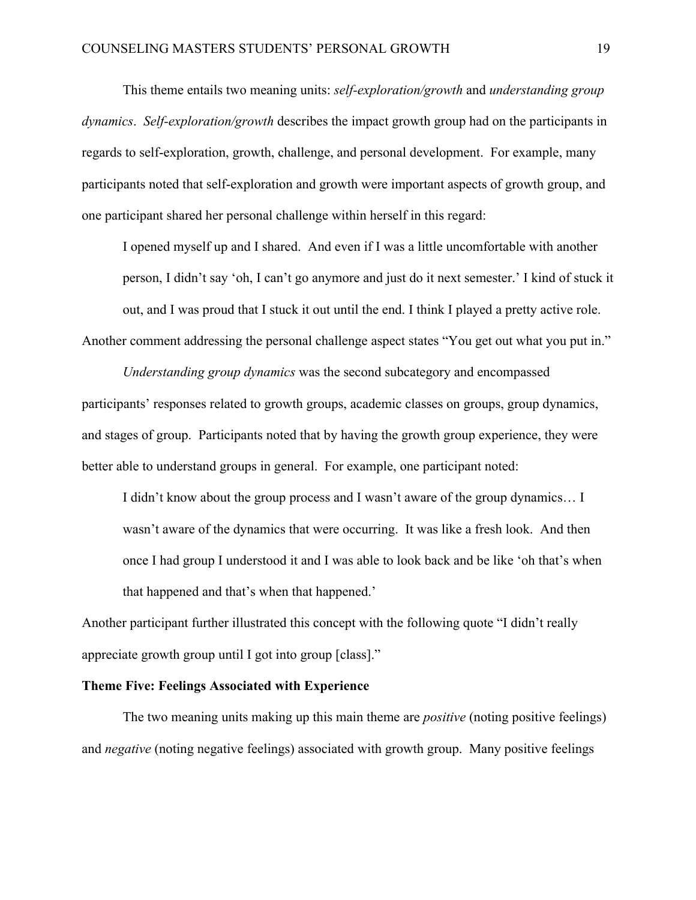This theme entails two meaning units: *self-exploration/growth* and *understanding group dynamics*. *Self-exploration/growth* describes the impact growth group had on the participants in regards to self-exploration, growth, challenge, and personal development. For example, many participants noted that self-exploration and growth were important aspects of growth group, and one participant shared her personal challenge within herself in this regard:

> I opened myself up and I shared. And even if I was a little uncomfortable with another person, I didn't say 'oh, I can't go anymore and just do it next semester.' I kind of stuck it out, and I was proud that I stuck it out until the end. I think I played a pretty active role.

Another comment addressing the personal challenge aspect states "You get out what you put in."

*Understanding group dynamics* was the second subcategory and encompassed participants' responses related to growth groups, academic classes on groups, group dynamics, and stages of group. Participants noted that by having the growth group experience, they were better able to understand groups in general. For example, one participant noted:

> I didn't know about the group process and I wasn't aware of the group dynamics… I wasn't aware of the dynamics that were occurring. It was like a fresh look. And then once I had group I understood it and I was able to look back and be like 'oh that's when that happened and that's when that happened.'

Another participant further illustrated this concept with the following quote "I didn't really appreciate growth group until I got into group [class]."

**Theme Five: Feelings Associated with Experience**

The two meaning units making up this main theme are *positive* (noting positive feelings) and *negative* (noting negative feelings) associated with growth group. Many positive feelings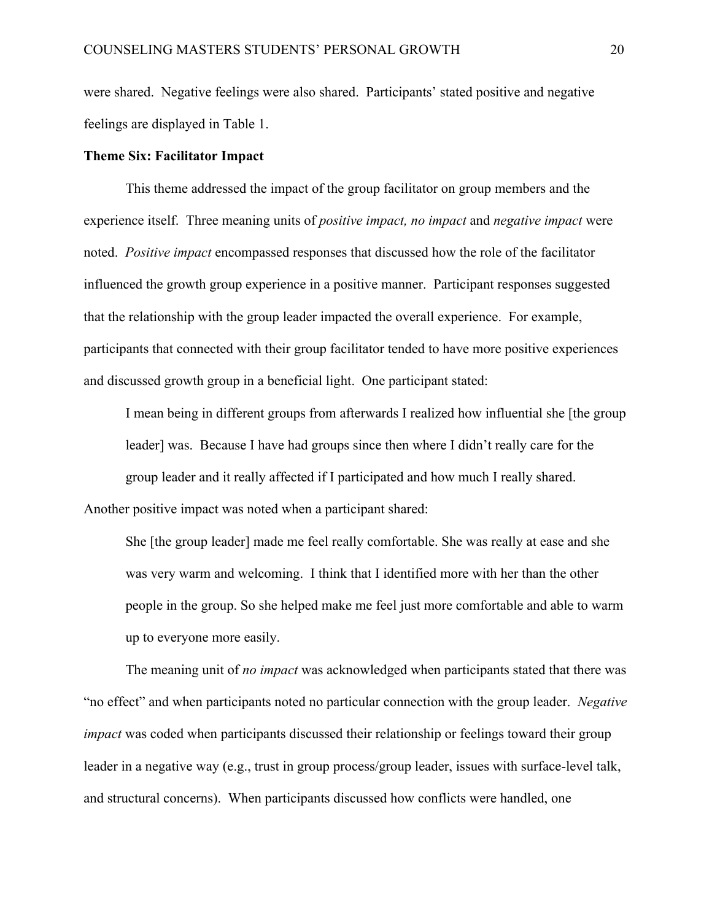were shared. Negative feelings were also shared. Participants' stated positive and negative feelings are displayed in Table 1.

**Theme Six: Facilitator Impact**

This theme addressed the impact of the group facilitator on group members and the experience itself. Three meaning units of *positive impact, no impact* and *negative impact* were noted. *Positive impact* encompassed responses that discussed how the role of the facilitator influenced the growth group experience in a positive manner. Participant responses suggested that the relationship with the group leader impacted the overall experience. For example, participants that connected with their group facilitator tended to have more positive experiences and discussed growth group in a beneficial light. One participant stated:

> I mean being in different groups from afterwards I realized how influential she [the group leader] was. Because I have had groups since then where I didn't really care for the group leader and it really affected if I participated and how much I really shared.

Another positive impact was noted when a participant shared:

> She [the group leader] made me feel really comfortable. She was really at ease and she was very warm and welcoming. I think that I identified more with her than the other people in the group. So she helped make me feel just more comfortable and able to warm up to everyone more easily.

The meaning unit of *no impact* was acknowledged when participants stated that there was "no effect" and when participants noted no particular connection with the group leader. *Negative impact* was coded when participants discussed their relationship or feelings toward their group leader in a negative way (e.g., trust in group process/group leader, issues with surface-level talk, and structural concerns). When participants discussed how conflicts were handled, one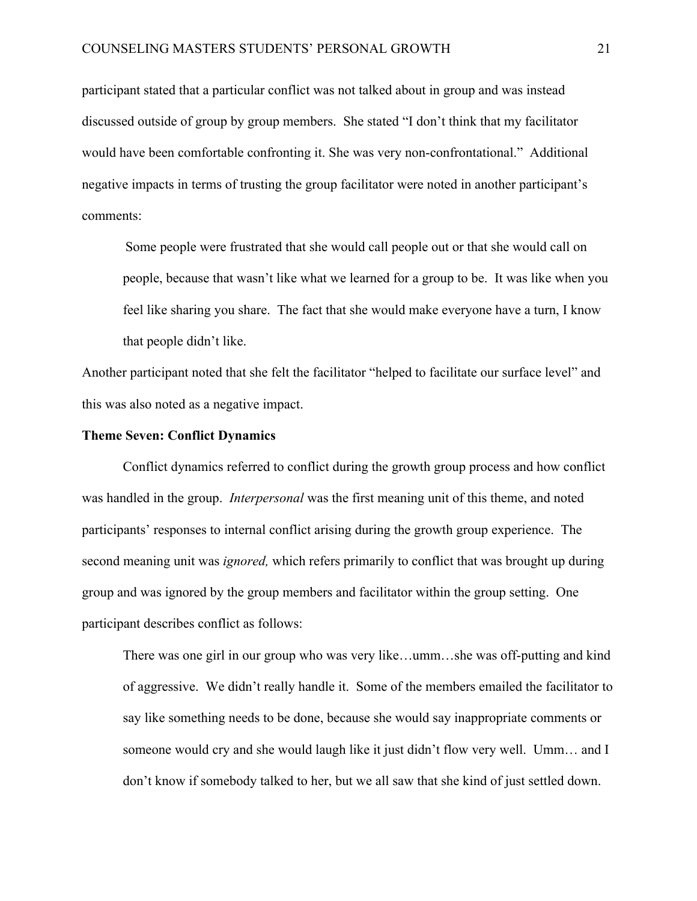participant stated that a particular conflict was not talked about in group and was instead discussed outside of group by group members. She stated "I don't think that my facilitator would have been comfortable confronting it. She was very non-confrontational." Additional negative impacts in terms of trusting the group facilitator were noted in another participant's comments:

> Some people were frustrated that she would call people out or that she would call on people, because that wasn't like what we learned for a group to be. It was like when you feel like sharing you share. The fact that she would make everyone have a turn, I know that people didn't like.

Another participant noted that she felt the facilitator "helped to facilitate our surface level" and this was also noted as a negative impact.

**Theme Seven: Conflict Dynamics**

Conflict dynamics referred to conflict during the growth group process and how conflict was handled in the group. *Interpersonal* was the first meaning unit of this theme, and noted participants' responses to internal conflict arising during the growth group experience. The second meaning unit was *ignored,* which refers primarily to conflict that was brought up during group and was ignored by the group members and facilitator within the group setting. One participant describes conflict as follows:

> There was one girl in our group who was very like…umm…she was off-putting and kind of aggressive. We didn't really handle it. Some of the members emailed the facilitator to say like something needs to be done, because she would say inappropriate comments or someone would cry and she would laugh like it just didn't flow very well. Umm… and I don't know if somebody talked to her, but we all saw that she kind of just settled down.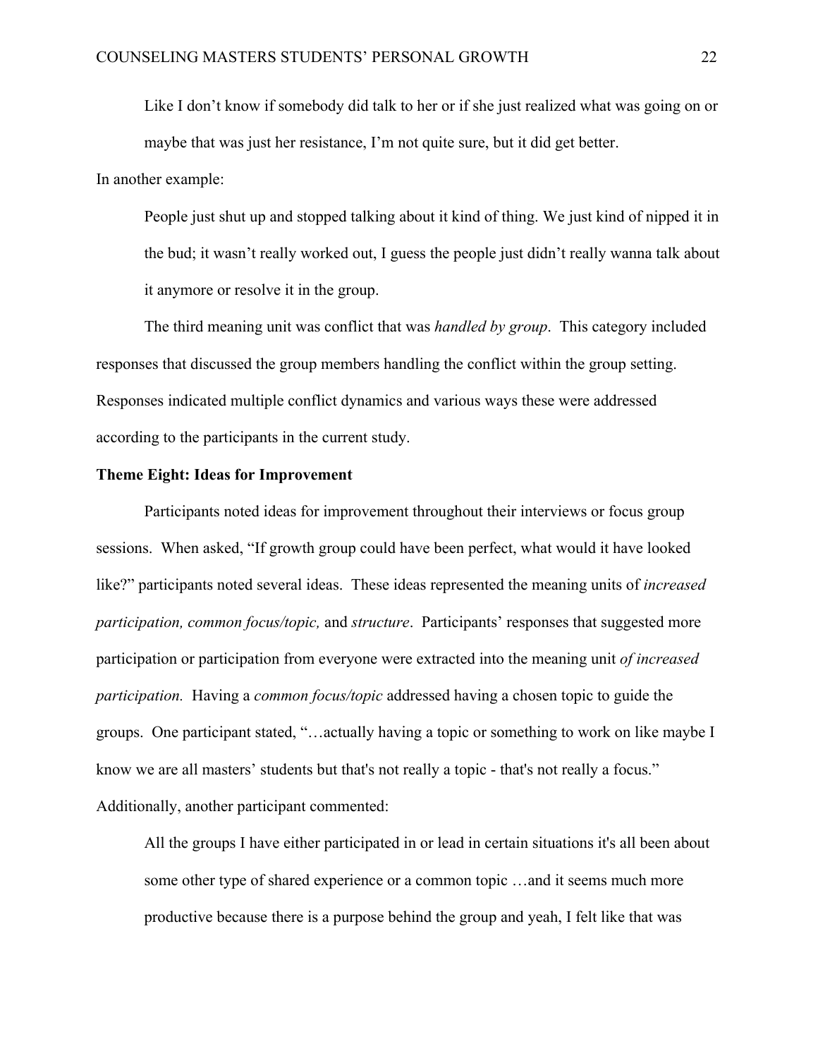> Like I don't know if somebody did talk to her or if she just realized what was going on or maybe that was just her resistance, I'm not quite sure, but it did get better.

In another example:

> People just shut up and stopped talking about it kind of thing. We just kind of nipped it in the bud; it wasn't really worked out, I guess the people just didn't really wanna talk about it anymore or resolve it in the group.

The third meaning unit was conflict that was *handled by group*. This category included responses that discussed the group members handling the conflict within the group setting. Responses indicated multiple conflict dynamics and various ways these were addressed according to the participants in the current study.

**Theme Eight: Ideas for Improvement**

Participants noted ideas for improvement throughout their interviews or focus group sessions. When asked, "If growth group could have been perfect, what would it have looked like?" participants noted several ideas. These ideas represented the meaning units of *increased participation, common focus/topic,* and *structure*. Participants' responses that suggested more participation or participation from everyone were extracted into the meaning unit *of increased participation.* Having a *common focus/topic* addressed having a chosen topic to guide the groups. One participant stated, "…actually having a topic or something to work on like maybe I know we are all masters' students but that's not really a topic - that's not really a focus." Additionally, another participant commented:

> All the groups I have either participated in or lead in certain situations it's all been about some other type of shared experience or a common topic …and it seems much more productive because there is a purpose behind the group and yeah, I felt like that was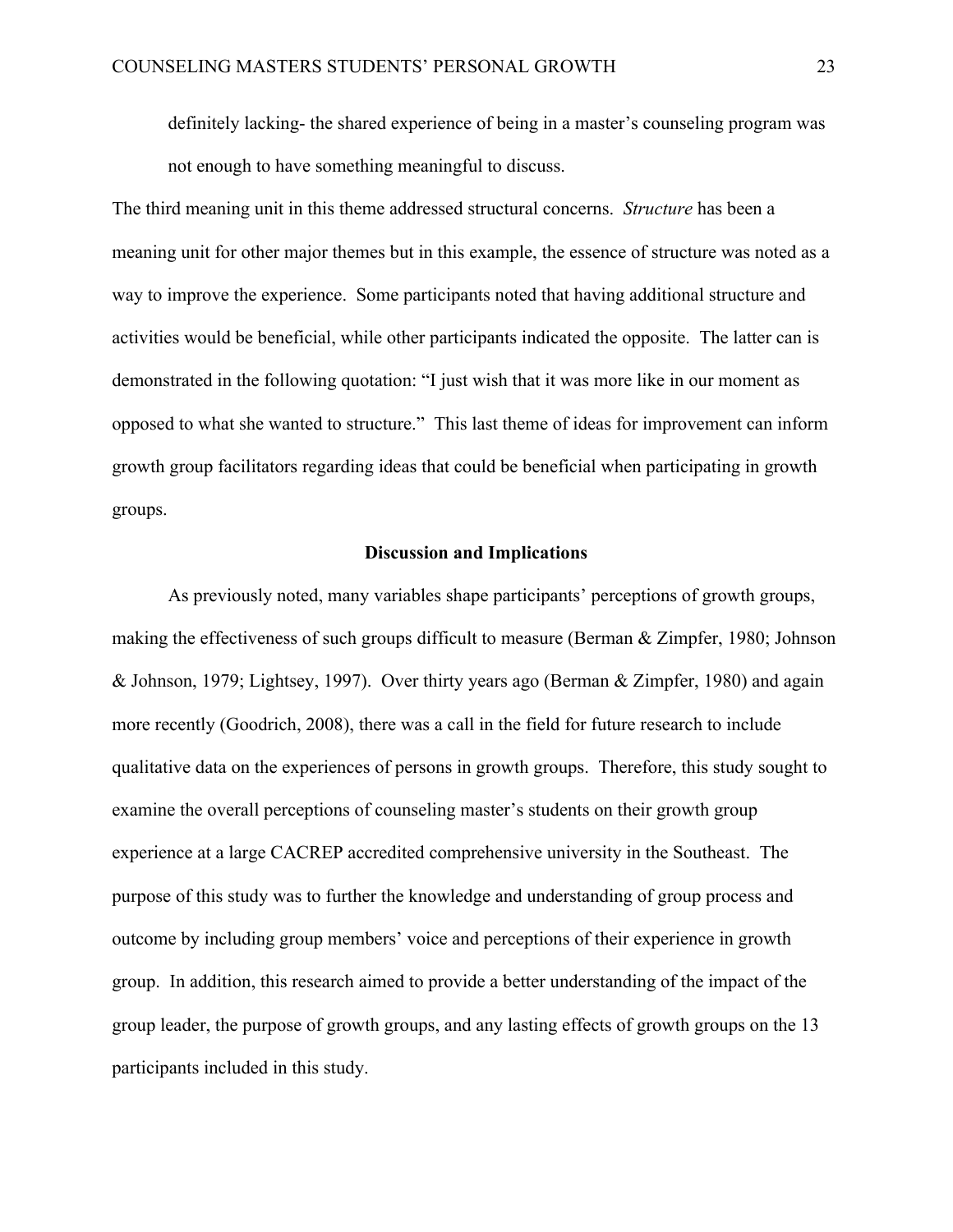> definitely lacking- the shared experience of being in a master's counseling program was not enough to have something meaningful to discuss.

The third meaning unit in this theme addressed structural concerns. *Structure* has been a meaning unit for other major themes but in this example, the essence of structure was noted as a way to improve the experience. Some participants noted that having additional structure and activities would be beneficial, while other participants indicated the opposite. The latter can is demonstrated in the following quotation: "I just wish that it was more like in our moment as opposed to what she wanted to structure." This last theme of ideas for improvement can inform growth group facilitators regarding ideas that could be beneficial when participating in growth groups.

## Discussion and Implications

As previously noted, many variables shape participants' perceptions of growth groups, making the effectiveness of such groups difficult to measure (Berman & Zimpfer, 1980; Johnson & Johnson, 1979; Lightsey, 1997). Over thirty years ago (Berman & Zimpfer, 1980) and again more recently (Goodrich, 2008), there was a call in the field for future research to include qualitative data on the experiences of persons in growth groups. Therefore, this study sought to examine the overall perceptions of counseling master's students on their growth group experience at a large CACREP accredited comprehensive university in the Southeast. The purpose of this study was to further the knowledge and understanding of group process and outcome by including group members' voice and perceptions of their experience in growth group. In addition, this research aimed to provide a better understanding of the impact of the group leader, the purpose of growth groups, and any lasting effects of growth groups on the 13 participants included in this study.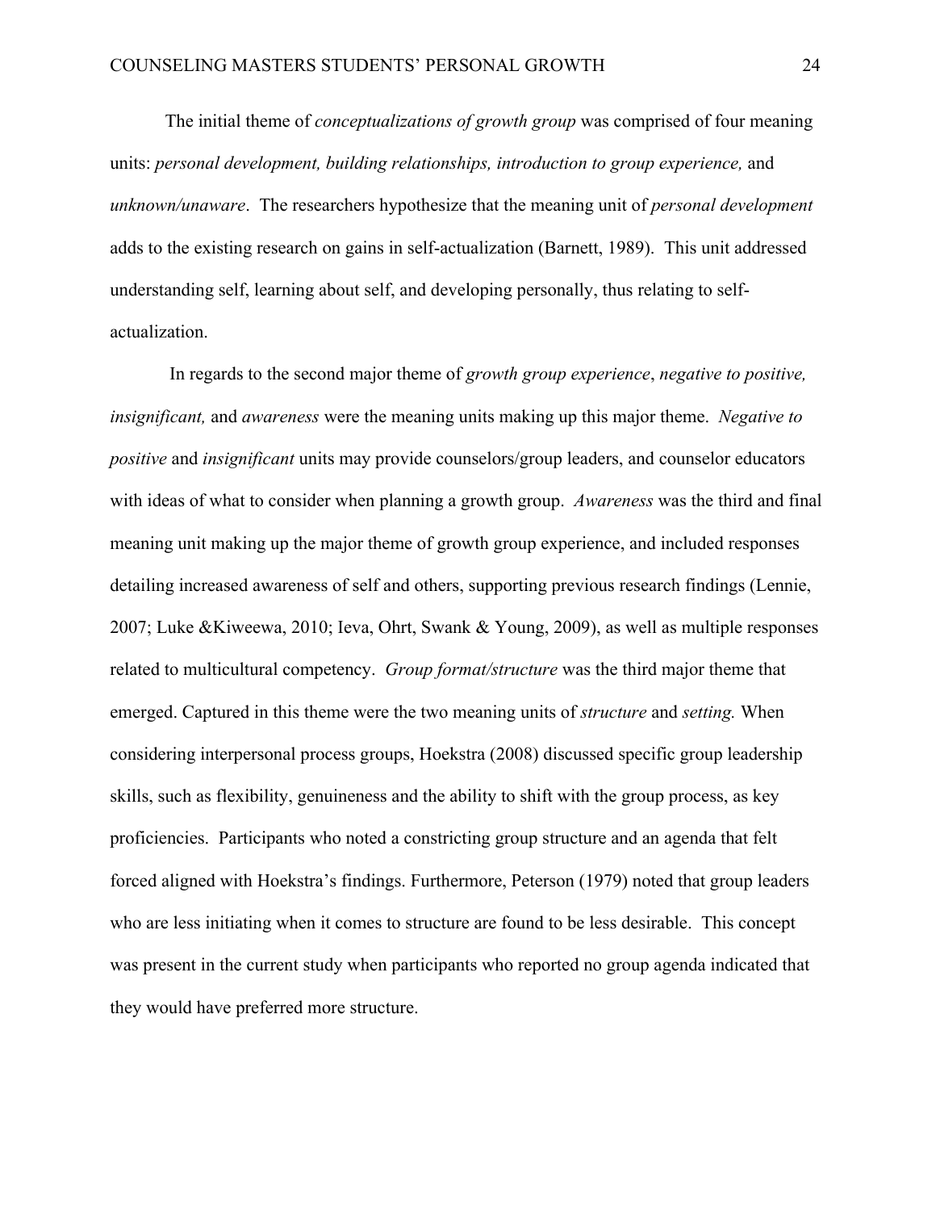The initial theme of *conceptualizations of growth group* was comprised of four meaning units: *personal development, building relationships, introduction to group experience,* and *unknown/unaware*. The researchers hypothesize that the meaning unit of *personal development* adds to the existing research on gains in self-actualization (Barnett, 1989). This unit addressed understanding self, learning about self, and developing personally, thus relating to self-actualization.

In regards to the second major theme of *growth group experience*, *negative to positive, insignificant,* and *awareness* were the meaning units making up this major theme. *Negative to positive* and *insignificant* units may provide counselors/group leaders, and counselor educators with ideas of what to consider when planning a growth group. *Awareness* was the third and final meaning unit making up the major theme of growth group experience, and included responses detailing increased awareness of self and others, supporting previous research findings (Lennie, 2007; Luke &Kiweewa, 2010; Ieva, Ohrt, Swank & Young, 2009), as well as multiple responses related to multicultural competency. *Group format/structure* was the third major theme that emerged. Captured in this theme were the two meaning units of *structure* and *setting.* When considering interpersonal process groups, Hoekstra (2008) discussed specific group leadership skills, such as flexibility, genuineness and the ability to shift with the group process, as key proficiencies. Participants who noted a constricting group structure and an agenda that felt forced aligned with Hoekstra's findings. Furthermore, Peterson (1979) noted that group leaders who are less initiating when it comes to structure are found to be less desirable. This concept was present in the current study when participants who reported no group agenda indicated that they would have preferred more structure.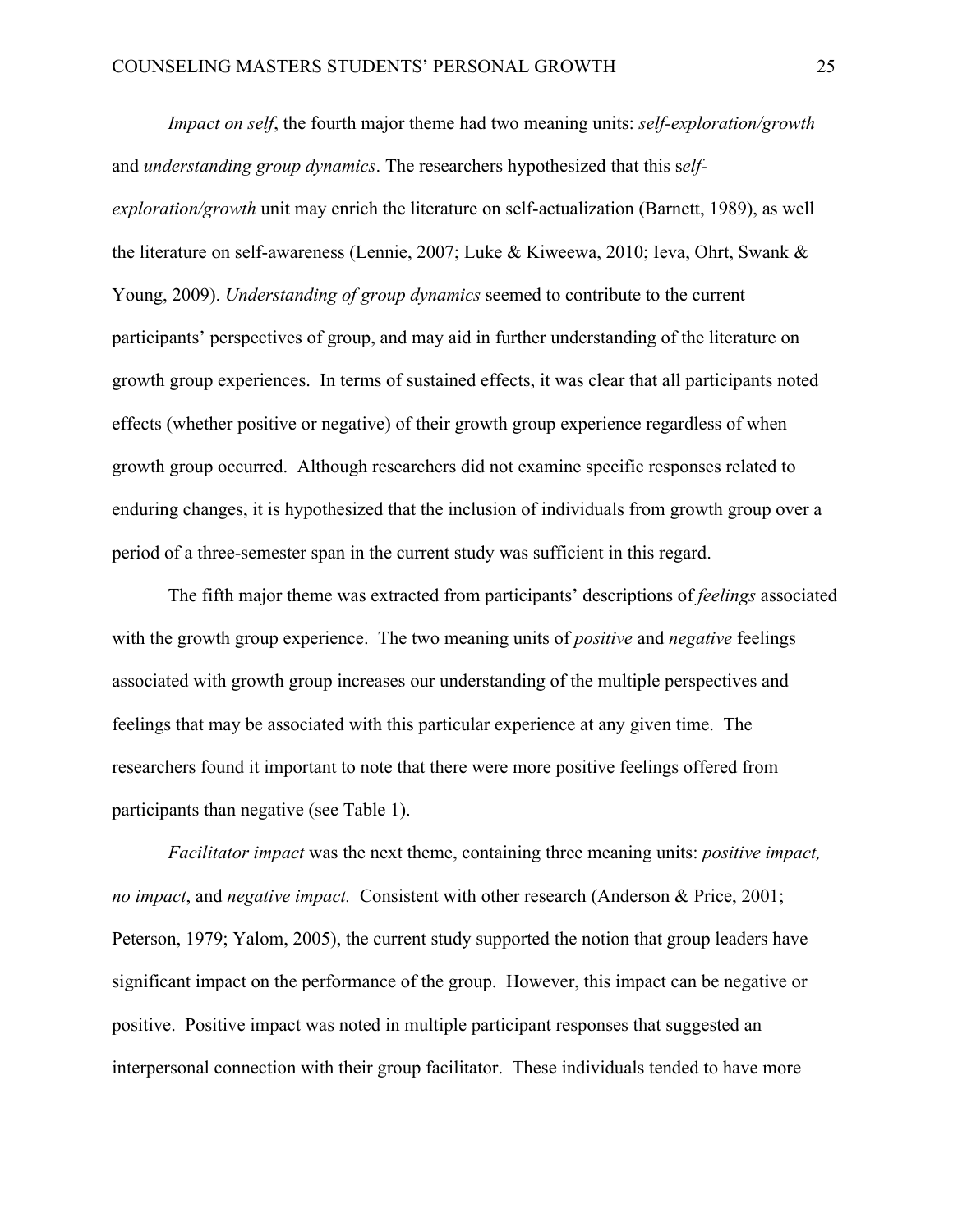*Impact on self*, the fourth major theme had two meaning units: *self-exploration/growth* and *understanding group dynamics*. The researchers hypothesized that this s*elf-exploration/growth* unit may enrich the literature on self-actualization (Barnett, 1989), as well the literature on self-awareness (Lennie, 2007; Luke & Kiweewa, 2010; Ieva, Ohrt, Swank & Young, 2009). *Understanding of group dynamics* seemed to contribute to the current participants' perspectives of group, and may aid in further understanding of the literature on growth group experiences. In terms of sustained effects, it was clear that all participants noted effects (whether positive or negative) of their growth group experience regardless of when growth group occurred. Although researchers did not examine specific responses related to enduring changes, it is hypothesized that the inclusion of individuals from growth group over a period of a three-semester span in the current study was sufficient in this regard.

The fifth major theme was extracted from participants' descriptions of *feelings* associated with the growth group experience. The two meaning units of *positive* and *negative* feelings associated with growth group increases our understanding of the multiple perspectives and feelings that may be associated with this particular experience at any given time. The researchers found it important to note that there were more positive feelings offered from participants than negative (see Table 1).

*Facilitator impact* was the next theme, containing three meaning units: *positive impact, no impact*, and *negative impact.* Consistent with other research (Anderson & Price, 2001; Peterson, 1979; Yalom, 2005), the current study supported the notion that group leaders have significant impact on the performance of the group. However, this impact can be negative or positive. Positive impact was noted in multiple participant responses that suggested an interpersonal connection with their group facilitator. These individuals tended to have more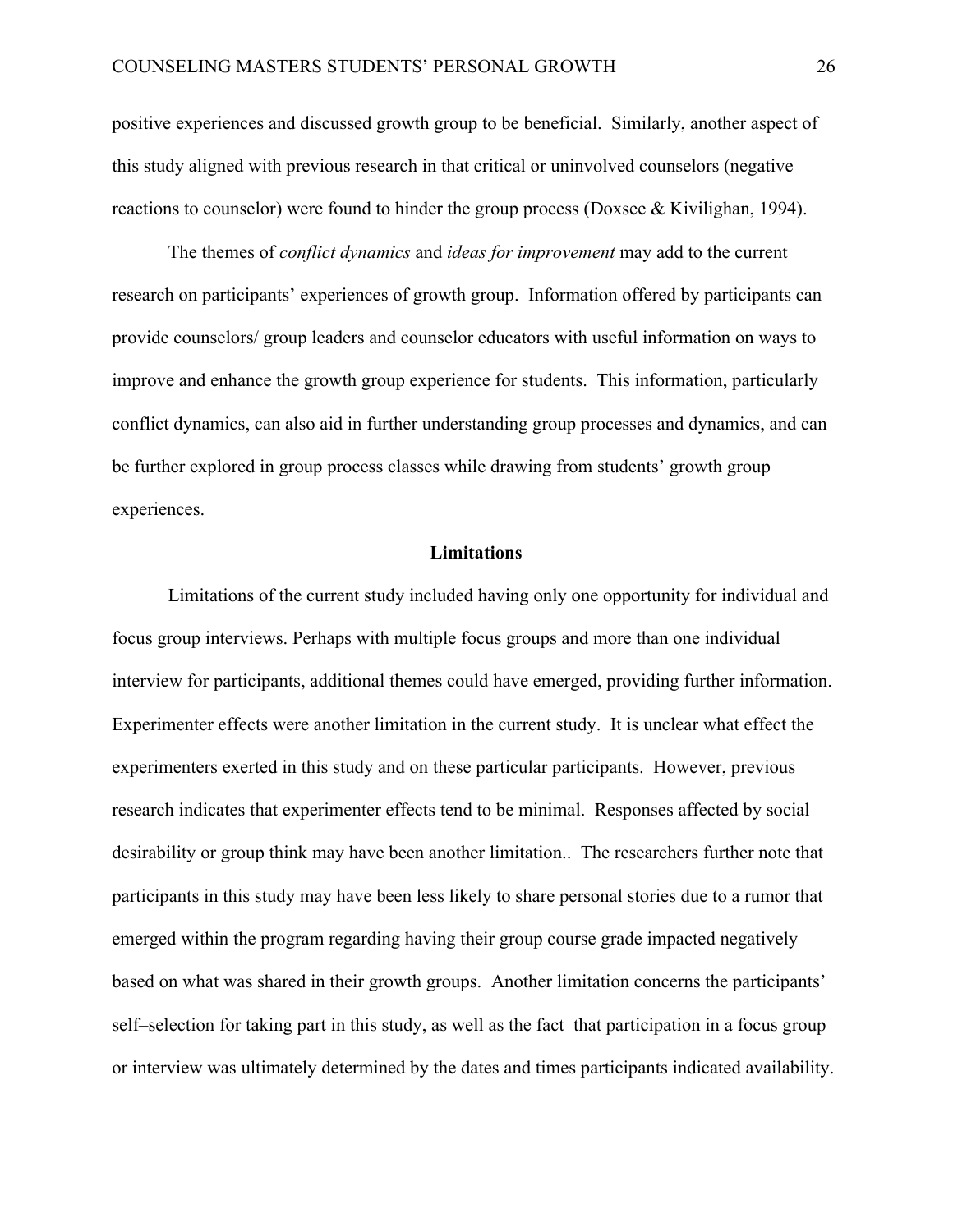positive experiences and discussed growth group to be beneficial. Similarly, another aspect of this study aligned with previous research in that critical or uninvolved counselors (negative reactions to counselor) were found to hinder the group process (Doxsee & Kivilighan, 1994).

The themes of *conflict dynamics* and *ideas for improvement* may add to the current research on participants' experiences of growth group. Information offered by participants can provide counselors/ group leaders and counselor educators with useful information on ways to improve and enhance the growth group experience for students. This information, particularly conflict dynamics, can also aid in further understanding group processes and dynamics, and can be further explored in group process classes while drawing from students' growth group experiences.

## Limitations

Limitations of the current study included having only one opportunity for individual and focus group interviews. Perhaps with multiple focus groups and more than one individual interview for participants, additional themes could have emerged, providing further information. Experimenter effects were another limitation in the current study. It is unclear what effect the experimenters exerted in this study and on these particular participants. However, previous research indicates that experimenter effects tend to be minimal. Responses affected by social desirability or group think may have been another limitation.. The researchers further note that participants in this study may have been less likely to share personal stories due to a rumor that emerged within the program regarding having their group course grade impacted negatively based on what was shared in their growth groups. Another limitation concerns the participants' self–selection for taking part in this study, as well as the fact that participation in a focus group or interview was ultimately determined by the dates and times participants indicated availability.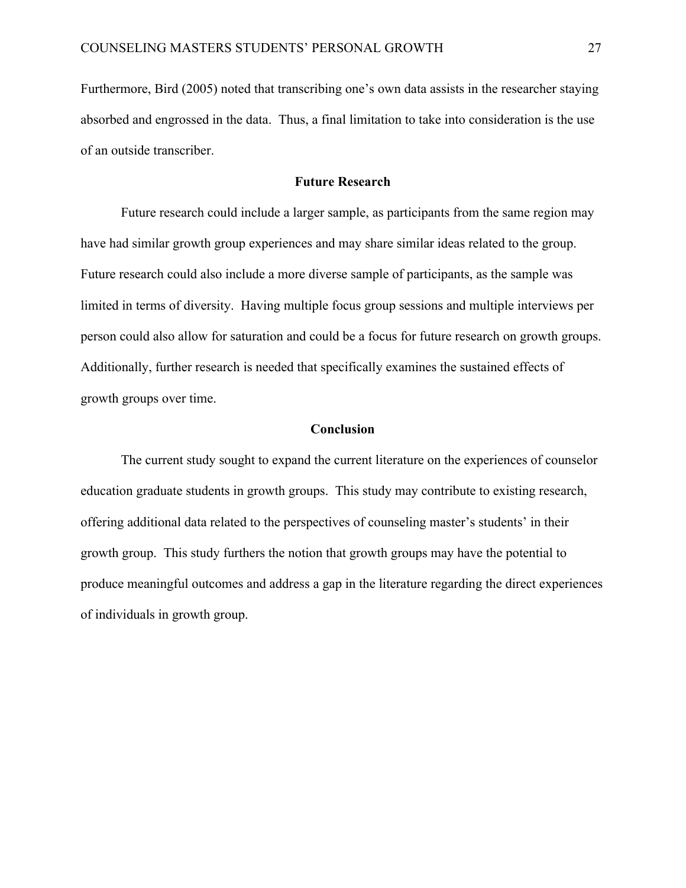Furthermore, Bird (2005) noted that transcribing one's own data assists in the researcher staying absorbed and engrossed in the data. Thus, a final limitation to take into consideration is the use of an outside transcriber.

## Future Research

Future research could include a larger sample, as participants from the same region may have had similar growth group experiences and may share similar ideas related to the group. Future research could also include a more diverse sample of participants, as the sample was limited in terms of diversity. Having multiple focus group sessions and multiple interviews per person could also allow for saturation and could be a focus for future research on growth groups. Additionally, further research is needed that specifically examines the sustained effects of growth groups over time.

## Conclusion

The current study sought to expand the current literature on the experiences of counselor education graduate students in growth groups. This study may contribute to existing research, offering additional data related to the perspectives of counseling master's students' in their growth group. This study furthers the notion that growth groups may have the potential to produce meaningful outcomes and address a gap in the literature regarding the direct experiences of individuals in growth group.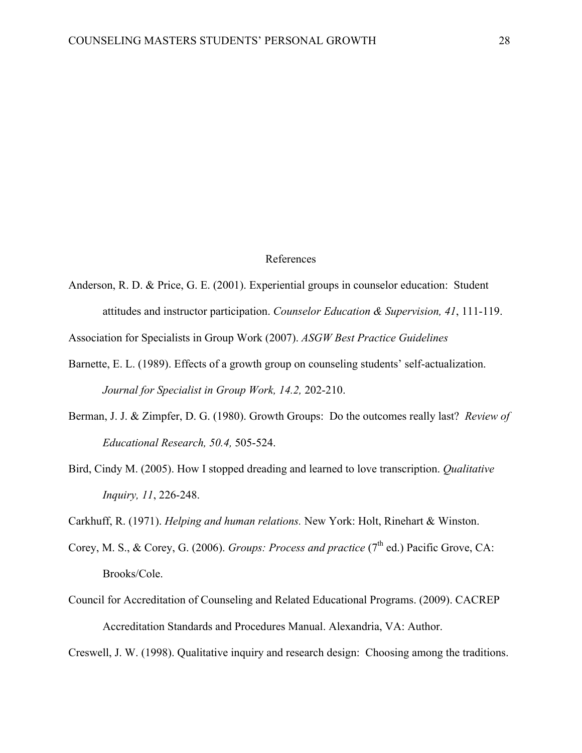# References

Anderson, R. D. & Price, G. E. (2001). Experiential groups in counselor education: Student attitudes and instructor participation. *Counselor Education & Supervision, 41*, 111-119.

Association for Specialists in Group Work (2007). *ASGW Best Practice Guidelines*

Barnette, E. L. (1989). Effects of a growth group on counseling students' self-actualization. *Journal for Specialist in Group Work, 14.2,* 202-210.

Berman, J. J. & Zimpfer, D. G. (1980). Growth Groups: Do the outcomes really last? *Review of Educational Research, 50.4,* 505-524.

Bird, Cindy M. (2005). How I stopped dreading and learned to love transcription. *Qualitative Inquiry, 11*, 226-248.

Carkhuff, R. (1971). *Helping and human relations.* New York: Holt, Rinehart & Winston.

Corey, M. S., & Corey, G. (2006). *Groups: Process and practice* (7th ed.) Pacific Grove, CA: Brooks/Cole.

Council for Accreditation of Counseling and Related Educational Programs. (2009). CACREP Accreditation Standards and Procedures Manual. Alexandria, VA: Author.

Creswell, J. W. (1998). Qualitative inquiry and research design: Choosing among the traditions.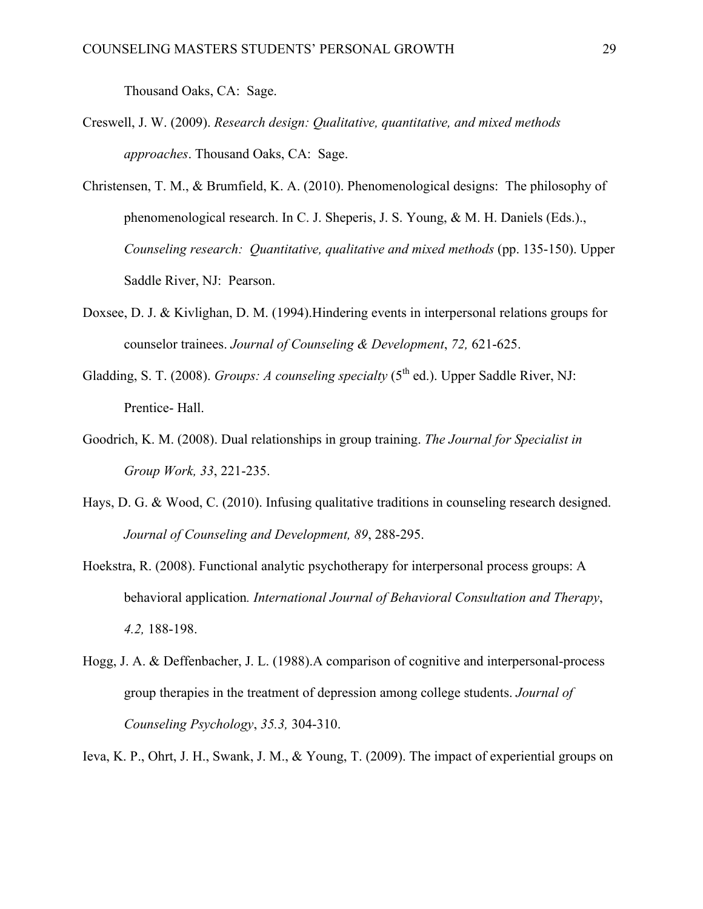Thousand Oaks, CA:  Sage.

Creswell, J. W. (2009). *Research design: Qualitative, quantitative, and mixed methods approaches*. Thousand Oaks, CA:  Sage.

Christensen, T. M., & Brumfield, K. A. (2010). Phenomenological designs:  The philosophy of phenomenological research. In C. J. Sheperis, J. S. Young, & M. H. Daniels (Eds.)., *Counseling research:  Quantitative, qualitative and mixed methods* (pp. 135-150). Upper Saddle River, NJ:  Pearson.

Doxsee, D. J. & Kivlighan, D. M. (1994).Hindering events in interpersonal relations groups for counselor trainees. *Journal of Counseling & Development*, *72,* 621-625.

Gladding, S. T. (2008). *Groups: A counseling specialty* (5th ed.). Upper Saddle River, NJ: Prentice- Hall.

Goodrich, K. M. (2008). Dual relationships in group training. *The Journal for Specialist in Group Work, 33*, 221-235.

Hays, D. G. & Wood, C. (2010). Infusing qualitative traditions in counseling research designed. *Journal of Counseling and Development, 89*, 288-295.

Hoekstra, R. (2008). Functional analytic psychotherapy for interpersonal process groups: A behavioral application*. International Journal of Behavioral Consultation and Therapy*, *4.2,* 188-198.

Hogg, J. A. & Deffenbacher, J. L. (1988).A comparison of cognitive and interpersonal-process group therapies in the treatment of depression among college students. *Journal of Counseling Psychology*, *35.3,* 304-310.

Ieva, K. P., Ohrt, J. H., Swank, J. M., & Young, T. (2009). The impact of experiential groups on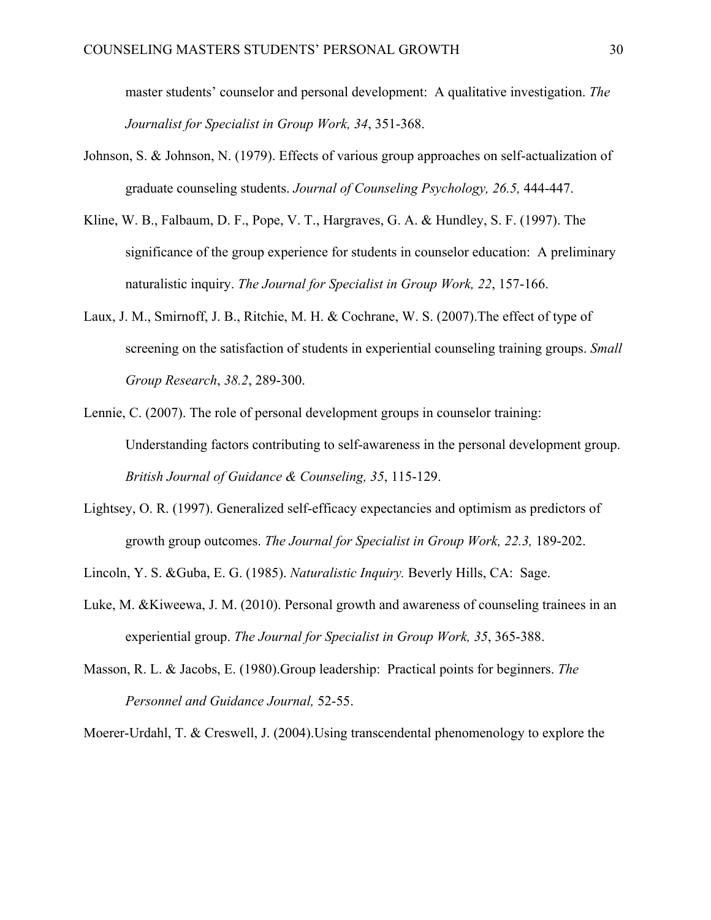master students' counselor and personal development: A qualitative investigation. *The Journalist for Specialist in Group Work, 34*, 351-368.

Johnson, S. & Johnson, N. (1979). Effects of various group approaches on self-actualization of graduate counseling students. *Journal of Counseling Psychology, 26.5,* 444-447.

Kline, W. B., Falbaum, D. F., Pope, V. T., Hargraves, G. A. & Hundley, S. F. (1997). The significance of the group experience for students in counselor education: A preliminary naturalistic inquiry. *The Journal for Specialist in Group Work, 22*, 157-166.

Laux, J. M., Smirnoff, J. B., Ritchie, M. H. & Cochrane, W. S. (2007).The effect of type of screening on the satisfaction of students in experiential counseling training groups. *Small Group Research*, *38.2*, 289-300.

Lennie, C. (2007). The role of personal development groups in counselor training: Understanding factors contributing to self-awareness in the personal development group. *British Journal of Guidance & Counseling, 35*, 115-129.

Lightsey, O. R. (1997). Generalized self-efficacy expectancies and optimism as predictors of growth group outcomes. *The Journal for Specialist in Group Work, 22.3,* 189-202.

Lincoln, Y. S. &Guba, E. G. (1985). *Naturalistic Inquiry.* Beverly Hills, CA: Sage.

Luke, M. &Kiweewa, J. M. (2010). Personal growth and awareness of counseling trainees in an experiential group. *The Journal for Specialist in Group Work, 35*, 365-388.

Masson, R. L. & Jacobs, E. (1980).Group leadership: Practical points for beginners. *The Personnel and Guidance Journal,* 52-55.

Moerer-Urdahl, T. & Creswell, J. (2004).Using transcendental phenomenology to explore the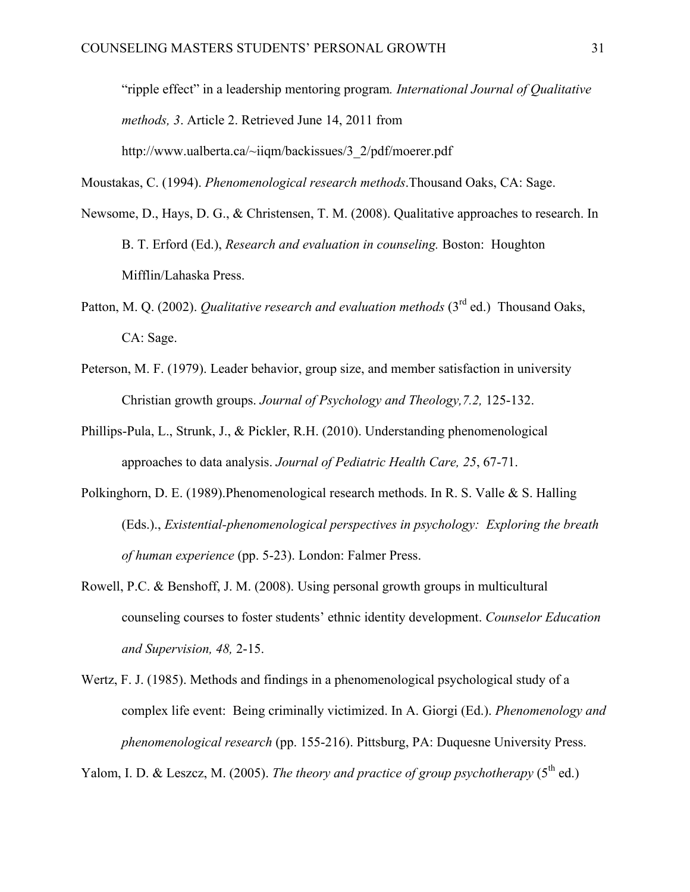"ripple effect" in a leadership mentoring program*. International Journal of Qualitative methods, 3*. Article 2. Retrieved June 14, 2011 from http://www.ualberta.ca/~iiqm/backissues/3_2/pdf/moerer.pdf

Moustakas, C. (1994). *Phenomenological research methods*.Thousand Oaks, CA: Sage.

Newsome, D., Hays, D. G., & Christensen, T. M. (2008). Qualitative approaches to research. In B. T. Erford (Ed.), *Research and evaluation in counseling.* Boston: Houghton Mifflin/Lahaska Press.

Patton, M. Q. (2002). *Qualitative research and evaluation methods* (3rd ed.) Thousand Oaks, CA: Sage.

Peterson, M. F. (1979). Leader behavior, group size, and member satisfaction in university Christian growth groups. *Journal of Psychology and Theology,7.2,* 125-132.

Phillips-Pula, L., Strunk, J., & Pickler, R.H. (2010). Understanding phenomenological approaches to data analysis. *Journal of Pediatric Health Care, 25*, 67-71.

Polkinghorn, D. E. (1989).Phenomenological research methods. In R. S. Valle & S. Halling (Eds.)., *Existential-phenomenological perspectives in psychology: Exploring the breath of human experience* (pp. 5-23). London: Falmer Press.

Rowell, P.C. & Benshoff, J. M. (2008). Using personal growth groups in multicultural counseling courses to foster students' ethnic identity development. *Counselor Education and Supervision, 48,* 2-15.

Wertz, F. J. (1985). Methods and findings in a phenomenological psychological study of a complex life event: Being criminally victimized. In A. Giorgi (Ed.). *Phenomenology and phenomenological research* (pp. 155-216). Pittsburg, PA: Duquesne University Press.

Yalom, I. D. & Leszcz, M. (2005). *The theory and practice of group psychotherapy* (5th ed.)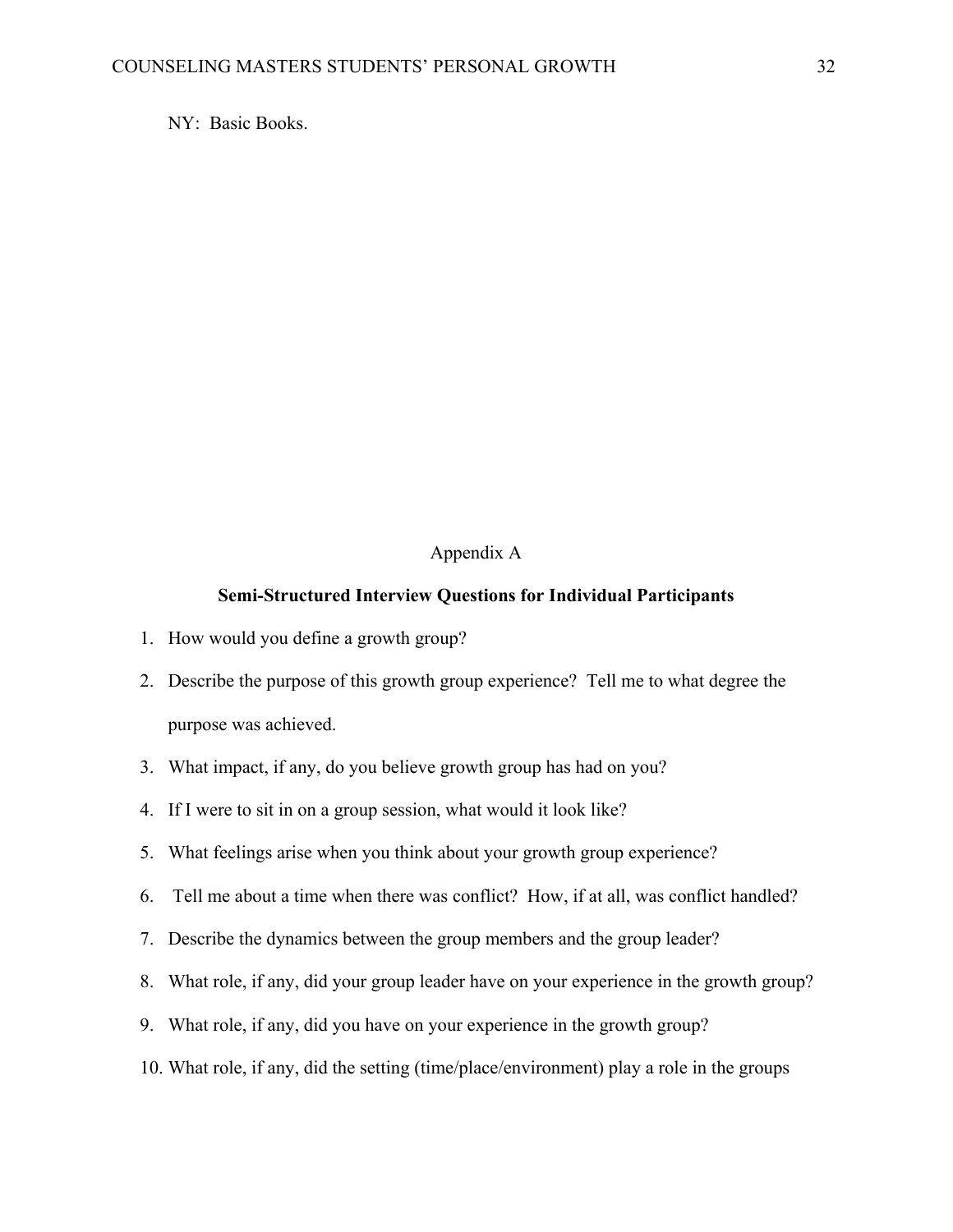NY: Basic Books.

Appendix A

**Semi-Structured Interview Questions for Individual Participants**

1. How would you define a growth group?
2. Describe the purpose of this growth group experience? Tell me to what degree the purpose was achieved.
3. What impact, if any, do you believe growth group has had on you?
4. If I were to sit in on a group session, what would it look like?
5. What feelings arise when you think about your growth group experience?
6. Tell me about a time when there was conflict? How, if at all, was conflict handled?
7. Describe the dynamics between the group members and the group leader?
8. What role, if any, did your group leader have on your experience in the growth group?
9. What role, if any, did you have on your experience in the growth group?
10. What role, if any, did the setting (time/place/environment) play a role in the groups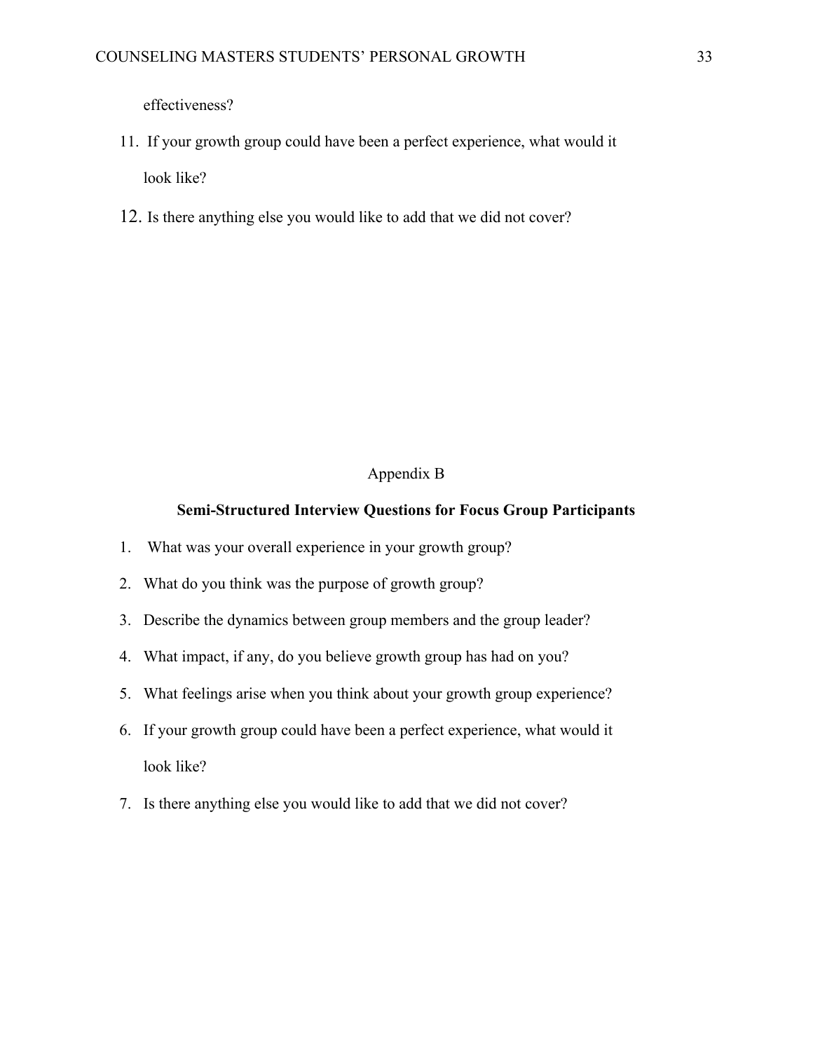effectiveness?

11. If your growth group could have been a perfect experience, what would it look like?
12. Is there anything else you would like to add that we did not cover?

Appendix B

**Semi-Structured Interview Questions for Focus Group Participants**

1. What was your overall experience in your growth group?
2. What do you think was the purpose of growth group?
3. Describe the dynamics between group members and the group leader?
4. What impact, if any, do you believe growth group has had on you?
5. What feelings arise when you think about your growth group experience?
6. If your growth group could have been a perfect experience, what would it look like?
7. Is there anything else you would like to add that we did not cover?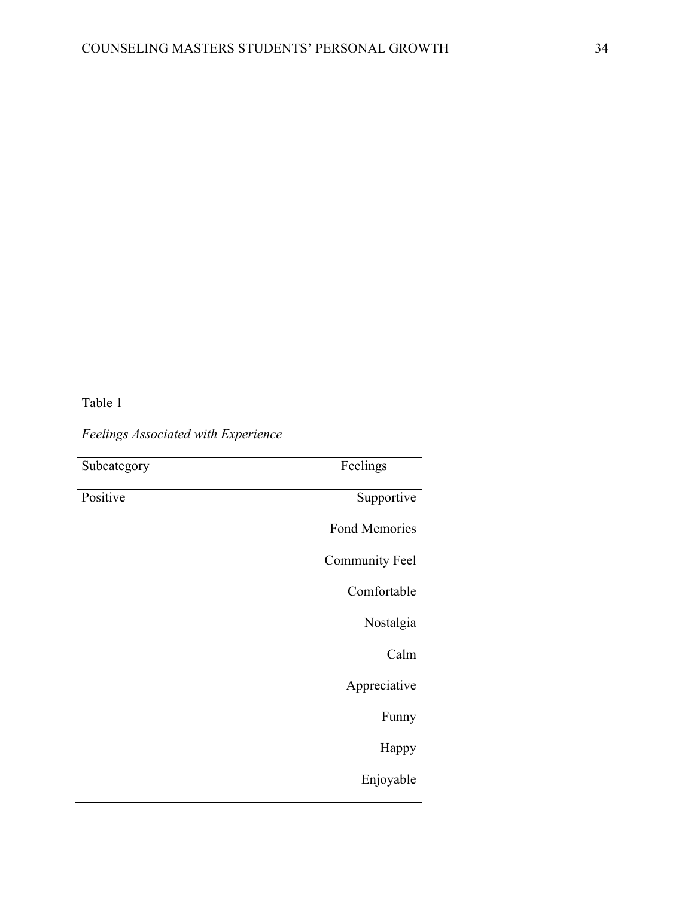Table 1

*Feelings Associated with Experience*

| Subcategory | Feelings |
| --- | --- |
| Positive | Supportive |
| | Fond Memories |
| | Community Feel |
| | Comfortable |
| | Nostalgia |
| | Calm |
| | Appreciative |
| | Funny |
| | Happy |
| | Enjoyable |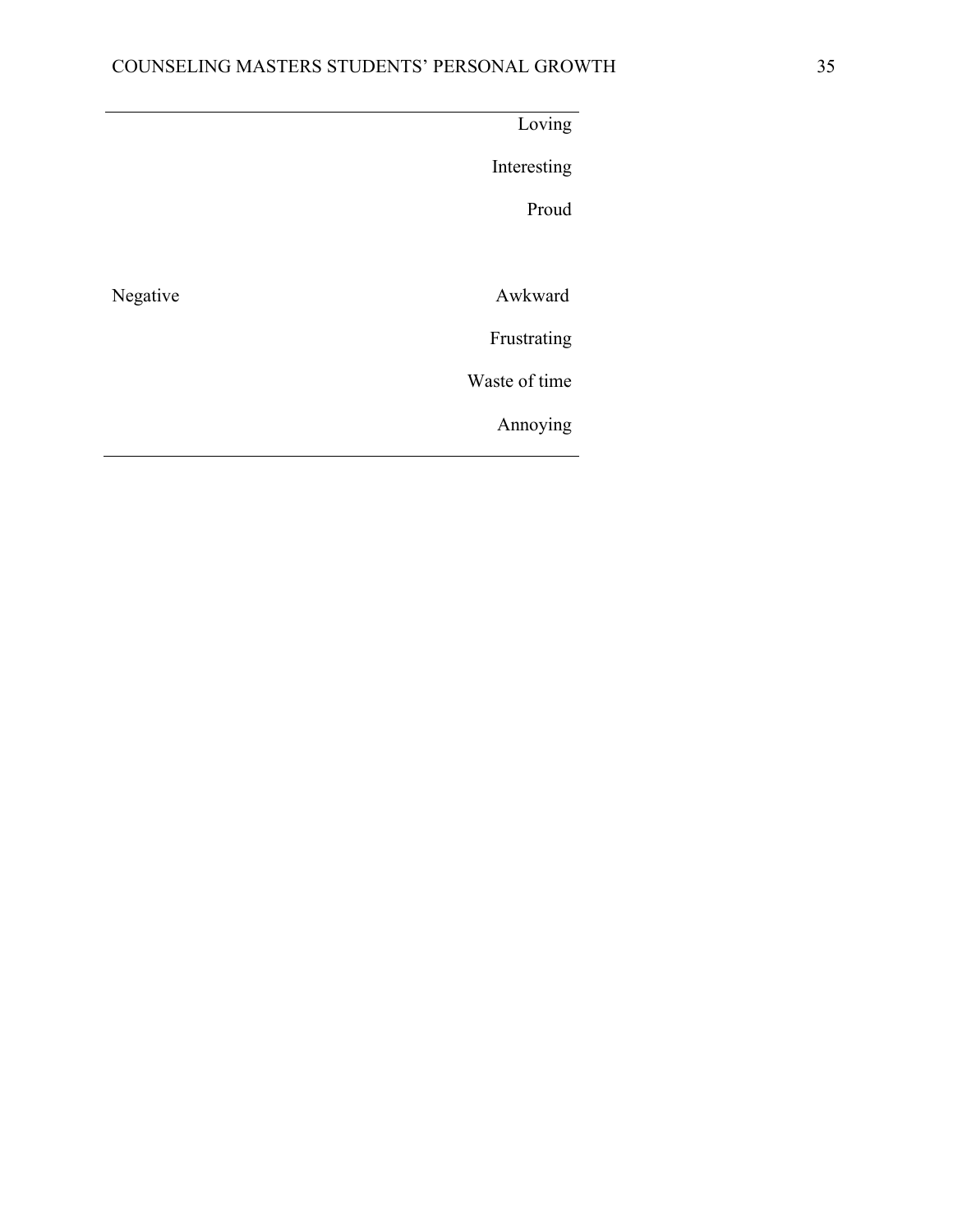| | |
|---|---|
| | Loving |
| | Interesting |
| | Proud |
| | |
| Negative | Awkward |
| | Frustrating |
| | Waste of time |
| | Annoying |